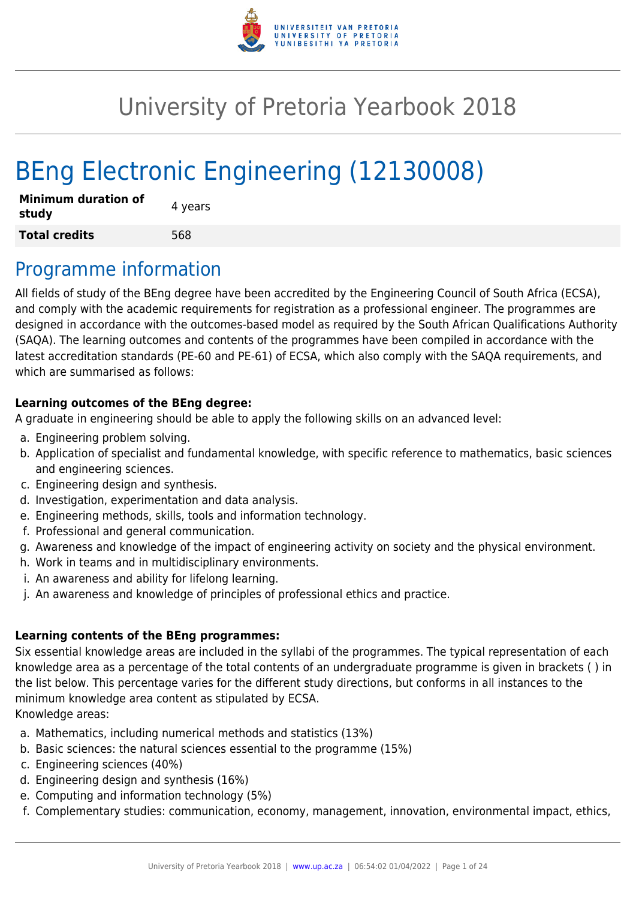# University of Pretoria Yearbook 2018

# BEng Electronic Engineering (12130008)

| **Minimum duration of study** | 4 years |
|---|---|
| **Total credits** | 568 |

## Programme information

All fields of study of the BEng degree have been accredited by the Engineering Council of South Africa (ECSA), and comply with the academic requirements for registration as a professional engineer. The programmes are designed in accordance with the outcomes-based model as required by the South African Qualifications Authority (SAQA). The learning outcomes and contents of the programmes have been compiled in accordance with the latest accreditation standards (PE-60 and PE-61) of ECSA, which also comply with the SAQA requirements, and which are summarised as follows:

**Learning outcomes of the BEng degree:**
A graduate in engineering should be able to apply the following skills on an advanced level:

a. Engineering problem solving.
b. Application of specialist and fundamental knowledge, with specific reference to mathematics, basic sciences and engineering sciences.
c. Engineering design and synthesis.
d. Investigation, experimentation and data analysis.
e. Engineering methods, skills, tools and information technology.
f. Professional and general communication.
g. Awareness and knowledge of the impact of engineering activity on society and the physical environment.
h. Work in teams and in multidisciplinary environments.
i. An awareness and ability for lifelong learning.
j. An awareness and knowledge of principles of professional ethics and practice.

**Learning contents of the BEng programmes:**
Six essential knowledge areas are included in the syllabi of the programmes. The typical representation of each knowledge area as a percentage of the total contents of an undergraduate programme is given in brackets ( ) in the list below. This percentage varies for the different study directions, but conforms in all instances to the minimum knowledge area content as stipulated by ECSA.
Knowledge areas:

a. Mathematics, including numerical methods and statistics (13%)
b. Basic sciences: the natural sciences essential to the programme (15%)
c. Engineering sciences (40%)
d. Engineering design and synthesis (16%)
e. Computing and information technology (5%)
f. Complementary studies: communication, economy, management, innovation, environmental impact, ethics,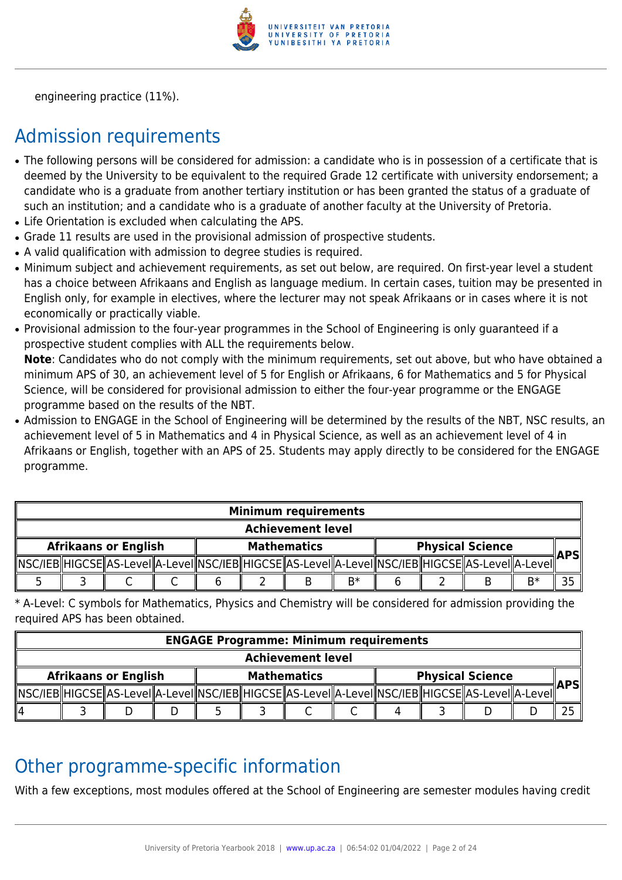engineering practice (11%).

## Admission requirements

- The following persons will be considered for admission: a candidate who is in possession of a certificate that is deemed by the University to be equivalent to the required Grade 12 certificate with university endorsement; a candidate who is a graduate from another tertiary institution or has been granted the status of a graduate of such an institution; and a candidate who is a graduate of another faculty at the University of Pretoria.
- Life Orientation is excluded when calculating the APS.
- Grade 11 results are used in the provisional admission of prospective students.
- A valid qualification with admission to degree studies is required.
- Minimum subject and achievement requirements, as set out below, are required. On first-year level a student has a choice between Afrikaans and English as language medium. In certain cases, tuition may be presented in English only, for example in electives, where the lecturer may not speak Afrikaans or in cases where it is not economically or practically viable.
- Provisional admission to the four-year programmes in the School of Engineering is only guaranteed if a prospective student complies with ALL the requirements below.
  **Note**: Candidates who do not comply with the minimum requirements, set out above, but who have obtained a minimum APS of 30, an achievement level of 5 for English or Afrikaans, 6 for Mathematics and 5 for Physical Science, will be considered for provisional admission to either the four-year programme or the ENGAGE programme based on the results of the NBT.
- Admission to ENGAGE in the School of Engineering will be determined by the results of the NBT, NSC results, an achievement level of 5 in Mathematics and 4 in Physical Science, as well as an achievement level of 4 in Afrikaans or English, together with an APS of 25. Students may apply directly to be considered for the ENGAGE programme.

| **Minimum requirements** | | | | | | | | | | | | |
|---|---|---|---|---|---|---|---|---|---|---|---|---|
| **Achievement level** | | | | | | | | | | | | |
| **Afrikaans or English** | | | | **Mathematics** | | | | **Physical Science** | | | | **APS** |
| NSC/IEB | HIGCSE | AS-Level | A-Level | NSC/IEB | HIGCSE | AS-Level | A-Level | NSC/IEB | HIGCSE | AS-Level | A-Level | |
| 5 | 3 | C | C | 6 | 2 | B | B* | 6 | 2 | B | B* | 35 |

* A-Level: C symbols for Mathematics, Physics and Chemistry will be considered for admission providing the required APS has been obtained.

| **ENGAGE Programme: Minimum requirements** | | | | | | | | | | | | |
|---|---|---|---|---|---|---|---|---|---|---|---|---|
| **Achievement level** | | | | | | | | | | | | |
| **Afrikaans or English** | | | | **Mathematics** | | | | **Physical Science** | | | | **APS** |
| NSC/IEB | HIGCSE | AS-Level | A-Level | NSC/IEB | HIGCSE | AS-Level | A-Level | NSC/IEB | HIGCSE | AS-Level | A-Level | |
| 4 | 3 | D | D | 5 | 3 | C | C | 4 | 3 | D | D | 25 |

## Other programme-specific information

With a few exceptions, most modules offered at the School of Engineering are semester modules having credit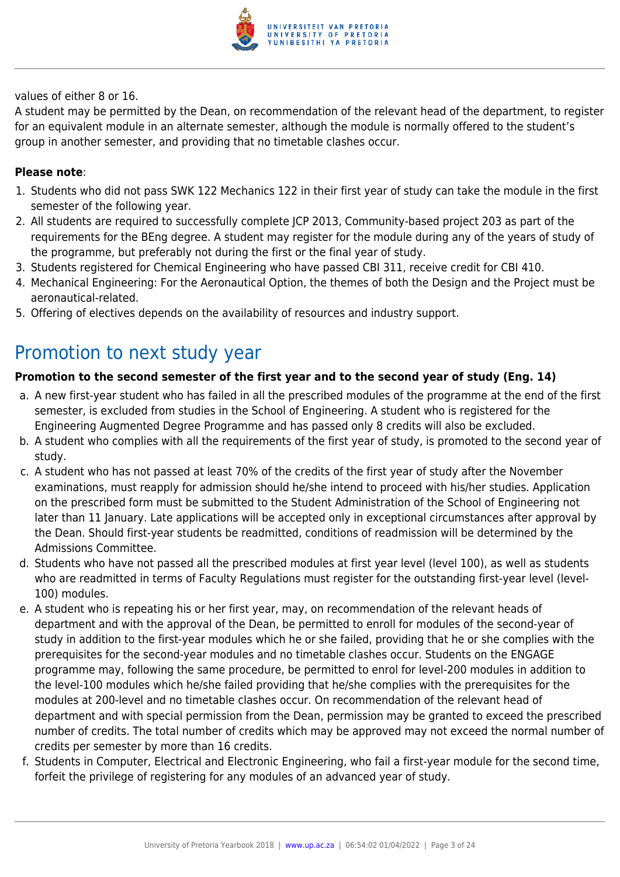values of either 8 or 16.
A student may be permitted by the Dean, on recommendation of the relevant head of the department, to register for an equivalent module in an alternate semester, although the module is normally offered to the student's group in another semester, and providing that no timetable clashes occur.

**Please note**:

1. Students who did not pass SWK 122 Mechanics 122 in their first year of study can take the module in the first semester of the following year.
2. All students are required to successfully complete JCP 2013, Community-based project 203 as part of the requirements for the BEng degree. A student may register for the module during any of the years of study of the programme, but preferably not during the first or the final year of study.
3. Students registered for Chemical Engineering who have passed CBI 311, receive credit for CBI 410.
4. Mechanical Engineering: For the Aeronautical Option, the themes of both the Design and the Project must be aeronautical-related.
5. Offering of electives depends on the availability of resources and industry support.

# Promotion to next study year

**Promotion to the second semester of the first year and to the second year of study (Eng. 14)**

a. A new first-year student who has failed in all the prescribed modules of the programme at the end of the first semester, is excluded from studies in the School of Engineering. A student who is registered for the Engineering Augmented Degree Programme and has passed only 8 credits will also be excluded.
b. A student who complies with all the requirements of the first year of study, is promoted to the second year of study.
c. A student who has not passed at least 70% of the credits of the first year of study after the November examinations, must reapply for admission should he/she intend to proceed with his/her studies. Application on the prescribed form must be submitted to the Student Administration of the School of Engineering not later than 11 January. Late applications will be accepted only in exceptional circumstances after approval by the Dean. Should first-year students be readmitted, conditions of readmission will be determined by the Admissions Committee.
d. Students who have not passed all the prescribed modules at first year level (level 100), as well as students who are readmitted in terms of Faculty Regulations must register for the outstanding first-year level (level-100) modules.
e. A student who is repeating his or her first year, may, on recommendation of the relevant heads of department and with the approval of the Dean, be permitted to enroll for modules of the second-year of study in addition to the first-year modules which he or she failed, providing that he or she complies with the prerequisites for the second-year modules and no timetable clashes occur. Students on the ENGAGE programme may, following the same procedure, be permitted to enrol for level-200 modules in addition to the level-100 modules which he/she failed providing that he/she complies with the prerequisites for the modules at 200-level and no timetable clashes occur. On recommendation of the relevant head of department and with special permission from the Dean, permission may be granted to exceed the prescribed number of credits. The total number of credits which may be approved may not exceed the normal number of credits per semester by more than 16 credits.
f. Students in Computer, Electrical and Electronic Engineering, who fail a first-year module for the second time, forfeit the privilege of registering for any modules of an advanced year of study.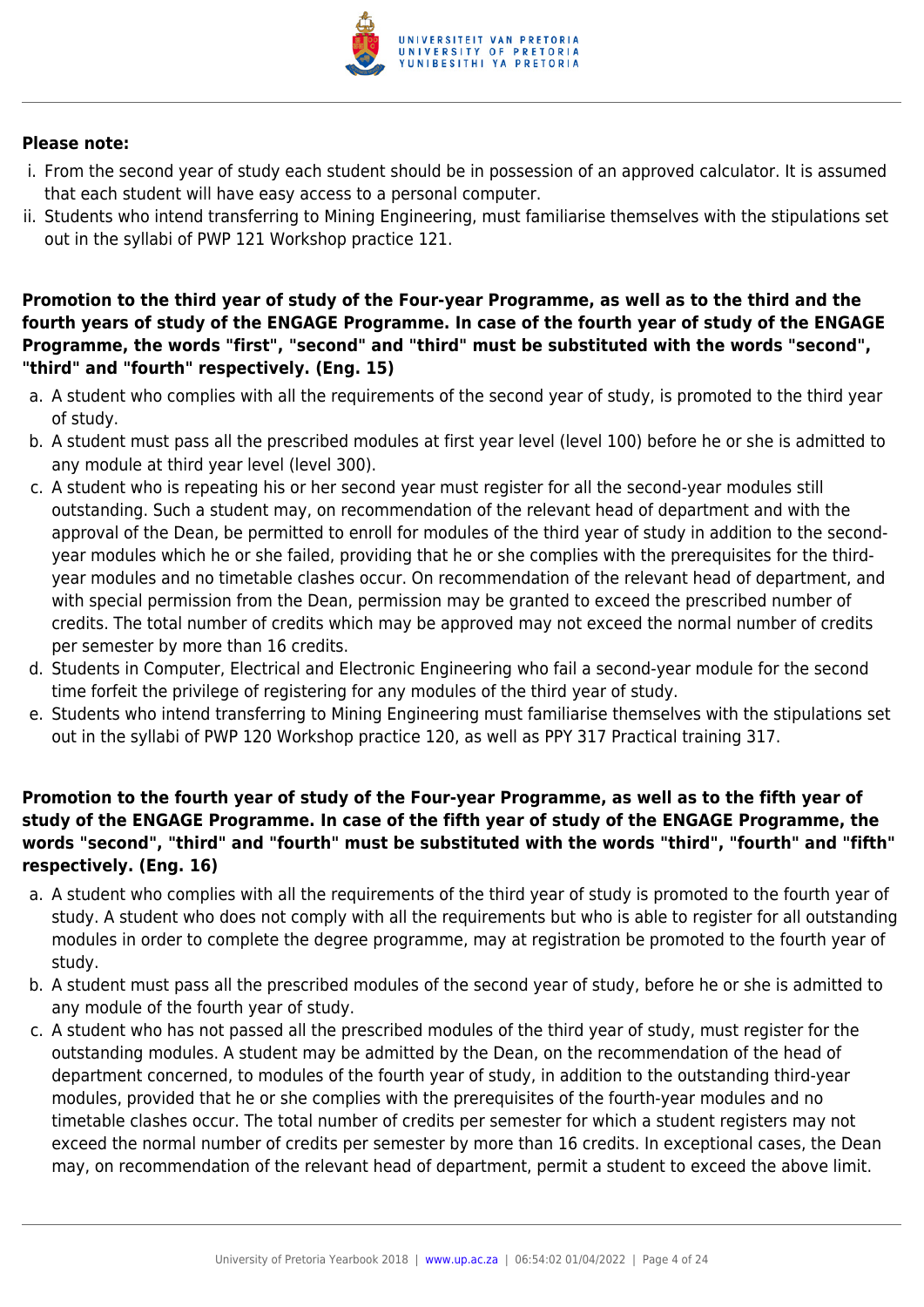**Please note:**

i. From the second year of study each student should be in possession of an approved calculator. It is assumed that each student will have easy access to a personal computer.
ii. Students who intend transferring to Mining Engineering, must familiarise themselves with the stipulations set out in the syllabi of PWP 121 Workshop practice 121.

**Promotion to the third year of study of the Four-year Programme, as well as to the third and the fourth years of study of the ENGAGE Programme. In case of the fourth year of study of the ENGAGE Programme, the words "first", "second" and "third" must be substituted with the words "second", "third" and "fourth" respectively. (Eng. 15)**

a. A student who complies with all the requirements of the second year of study, is promoted to the third year of study.
b. A student must pass all the prescribed modules at first year level (level 100) before he or she is admitted to any module at third year level (level 300).
c. A student who is repeating his or her second year must register for all the second-year modules still outstanding. Such a student may, on recommendation of the relevant head of department and with the approval of the Dean, be permitted to enroll for modules of the third year of study in addition to the second-year modules which he or she failed, providing that he or she complies with the prerequisites for the third-year modules and no timetable clashes occur. On recommendation of the relevant head of department, and with special permission from the Dean, permission may be granted to exceed the prescribed number of credits. The total number of credits which may be approved may not exceed the normal number of credits per semester by more than 16 credits.
d. Students in Computer, Electrical and Electronic Engineering who fail a second-year module for the second time forfeit the privilege of registering for any modules of the third year of study.
e. Students who intend transferring to Mining Engineering must familiarise themselves with the stipulations set out in the syllabi of PWP 120 Workshop practice 120, as well as PPY 317 Practical training 317.

**Promotion to the fourth year of study of the Four-year Programme, as well as to the fifth year of study of the ENGAGE Programme. In case of the fifth year of study of the ENGAGE Programme, the words "second", "third" and "fourth" must be substituted with the words "third", "fourth" and "fifth" respectively. (Eng. 16)**

a. A student who complies with all the requirements of the third year of study is promoted to the fourth year of study. A student who does not comply with all the requirements but who is able to register for all outstanding modules in order to complete the degree programme, may at registration be promoted to the fourth year of study.
b. A student must pass all the prescribed modules of the second year of study, before he or she is admitted to any module of the fourth year of study.
c. A student who has not passed all the prescribed modules of the third year of study, must register for the outstanding modules. A student may be admitted by the Dean, on the recommendation of the head of department concerned, to modules of the fourth year of study, in addition to the outstanding third-year modules, provided that he or she complies with the prerequisites of the fourth-year modules and no timetable clashes occur. The total number of credits per semester for which a student registers may not exceed the normal number of credits per semester by more than 16 credits. In exceptional cases, the Dean may, on recommendation of the relevant head of department, permit a student to exceed the above limit.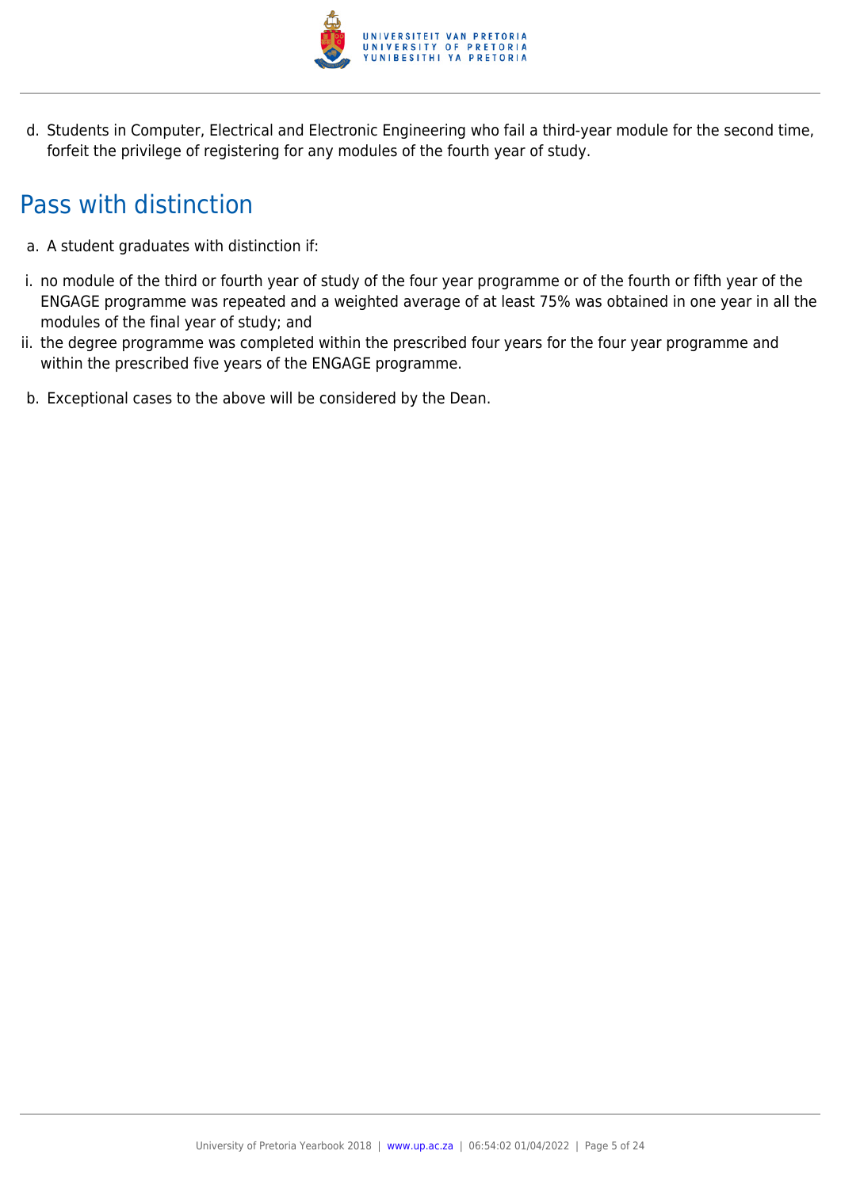d. Students in Computer, Electrical and Electronic Engineering who fail a third-year module for the second time, forfeit the privilege of registering for any modules of the fourth year of study.

## Pass with distinction

a. A student graduates with distinction if:

i. no module of the third or fourth year of study of the four year programme or of the fourth or fifth year of the ENGAGE programme was repeated and a weighted average of at least 75% was obtained in one year in all the modules of the final year of study; and

ii. the degree programme was completed within the prescribed four years for the four year programme and within the prescribed five years of the ENGAGE programme.

b. Exceptional cases to the above will be considered by the Dean.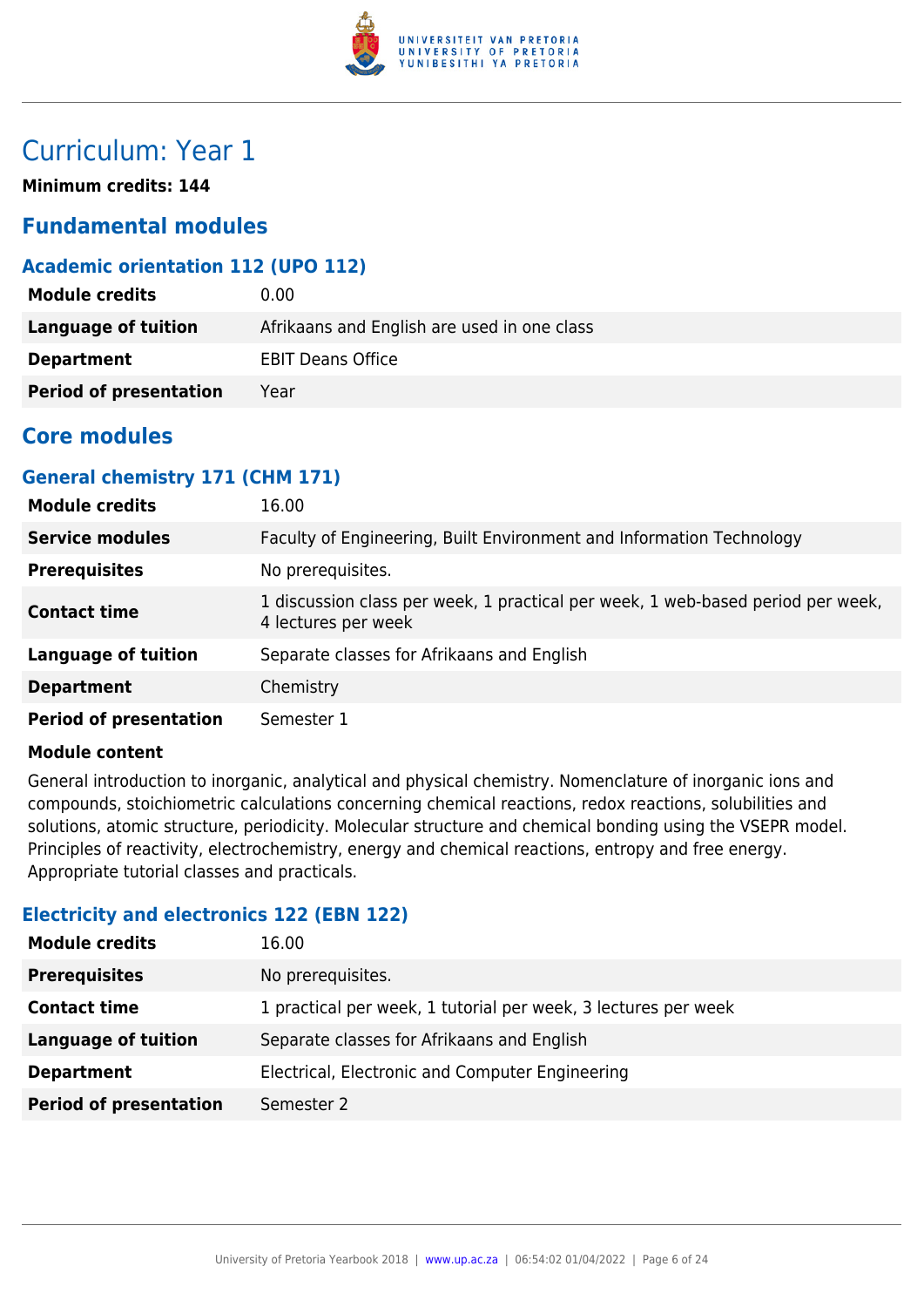# Curriculum: Year 1

**Minimum credits: 144**

## Fundamental modules

### Academic orientation 112 (UPO 112)

| | |
|---|---|
| **Module credits** | 0.00 |
| **Language of tuition** | Afrikaans and English are used in one class |
| **Department** | EBIT Deans Office |
| **Period of presentation** | Year |

## Core modules

### General chemistry 171 (CHM 171)

| | |
|---|---|
| **Module credits** | 16.00 |
| **Service modules** | Faculty of Engineering, Built Environment and Information Technology |
| **Prerequisites** | No prerequisites. |
| **Contact time** | 1 discussion class per week, 1 practical per week, 1 web-based period per week, 4 lectures per week |
| **Language of tuition** | Separate classes for Afrikaans and English |
| **Department** | Chemistry |
| **Period of presentation** | Semester 1 |

**Module content**

General introduction to inorganic, analytical and physical chemistry. Nomenclature of inorganic ions and compounds, stoichiometric calculations concerning chemical reactions, redox reactions, solubilities and solutions, atomic structure, periodicity. Molecular structure and chemical bonding using the VSEPR model. Principles of reactivity, electrochemistry, energy and chemical reactions, entropy and free energy. Appropriate tutorial classes and practicals.

### Electricity and electronics 122 (EBN 122)

| | |
|---|---|
| **Module credits** | 16.00 |
| **Prerequisites** | No prerequisites. |
| **Contact time** | 1 practical per week, 1 tutorial per week, 3 lectures per week |
| **Language of tuition** | Separate classes for Afrikaans and English |
| **Department** | Electrical, Electronic and Computer Engineering |
| **Period of presentation** | Semester 2 |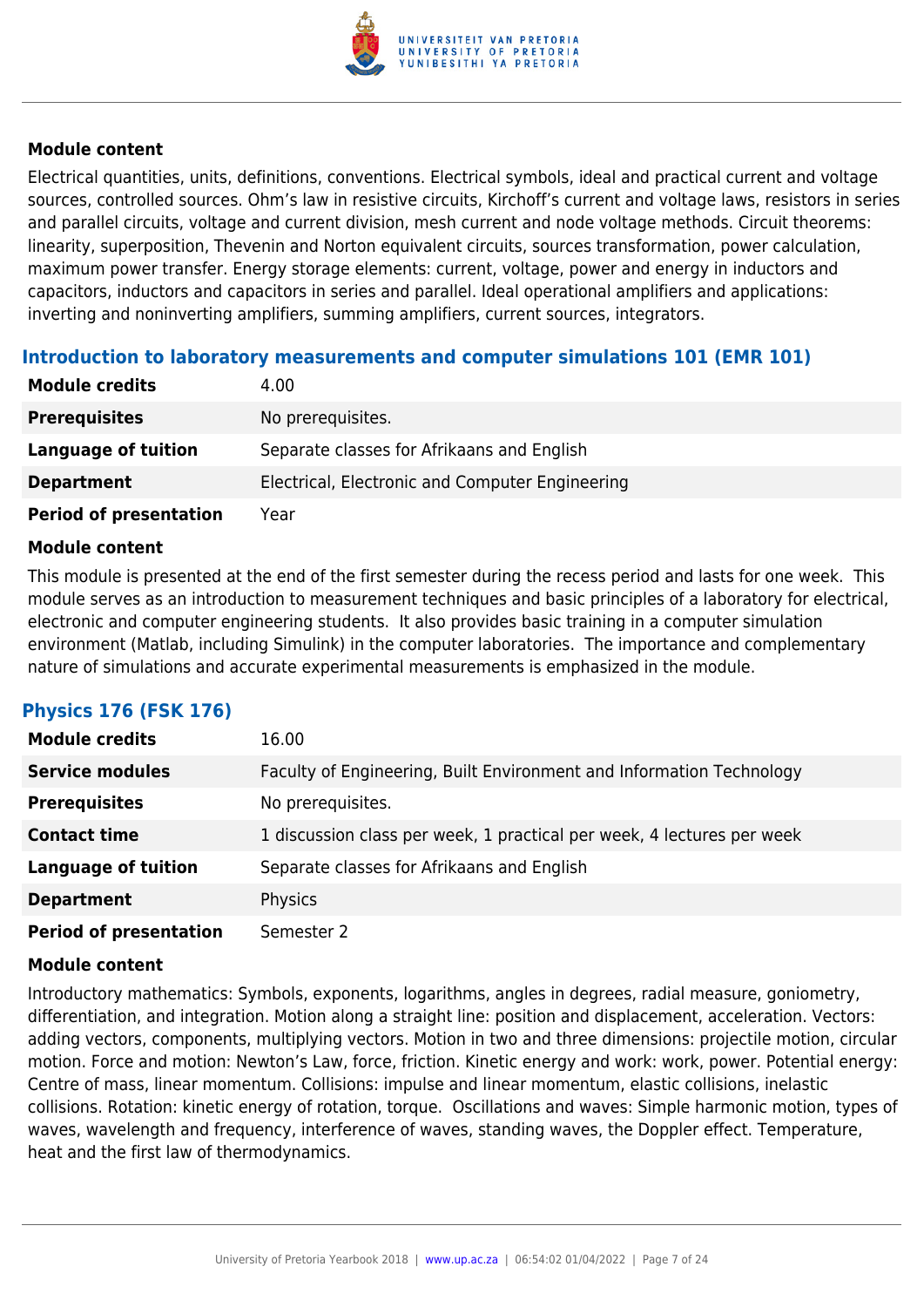#### Module content

Electrical quantities, units, definitions, conventions. Electrical symbols, ideal and practical current and voltage sources, controlled sources. Ohm's law in resistive circuits, Kirchoff's current and voltage laws, resistors in series and parallel circuits, voltage and current division, mesh current and node voltage methods. Circuit theorems: linearity, superposition, Thevenin and Norton equivalent circuits, sources transformation, power calculation, maximum power transfer. Energy storage elements: current, voltage, power and energy in inductors and capacitors, inductors and capacitors in series and parallel. Ideal operational amplifiers and applications: inverting and noninverting amplifiers, summing amplifiers, current sources, integrators.

### Introduction to laboratory measurements and computer simulations 101 (EMR 101)

| | |
|---|---|
| **Module credits** | 4.00 |
| **Prerequisites** | No prerequisites. |
| **Language of tuition** | Separate classes for Afrikaans and English |
| **Department** | Electrical, Electronic and Computer Engineering |
| **Period of presentation** | Year |

#### Module content

This module is presented at the end of the first semester during the recess period and lasts for one week. This module serves as an introduction to measurement techniques and basic principles of a laboratory for electrical, electronic and computer engineering students. It also provides basic training in a computer simulation environment (Matlab, including Simulink) in the computer laboratories. The importance and complementary nature of simulations and accurate experimental measurements is emphasized in the module.

### Physics 176 (FSK 176)

| | |
|---|---|
| **Module credits** | 16.00 |
| **Service modules** | Faculty of Engineering, Built Environment and Information Technology |
| **Prerequisites** | No prerequisites. |
| **Contact time** | 1 discussion class per week, 1 practical per week, 4 lectures per week |
| **Language of tuition** | Separate classes for Afrikaans and English |
| **Department** | Physics |
| **Period of presentation** | Semester 2 |

#### Module content

Introductory mathematics: Symbols, exponents, logarithms, angles in degrees, radial measure, goniometry, differentiation, and integration. Motion along a straight line: position and displacement, acceleration. Vectors: adding vectors, components, multiplying vectors. Motion in two and three dimensions: projectile motion, circular motion. Force and motion: Newton's Law, force, friction. Kinetic energy and work: work, power. Potential energy: Centre of mass, linear momentum. Collisions: impulse and linear momentum, elastic collisions, inelastic collisions. Rotation: kinetic energy of rotation, torque. Oscillations and waves: Simple harmonic motion, types of waves, wavelength and frequency, interference of waves, standing waves, the Doppler effect. Temperature, heat and the first law of thermodynamics.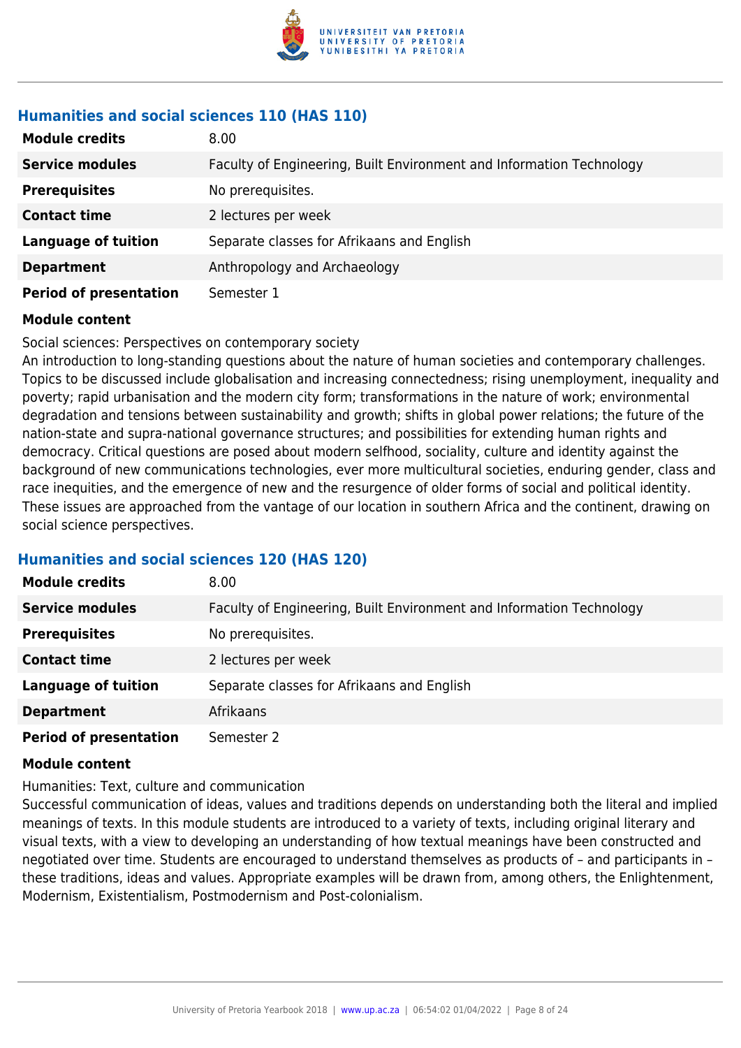### Humanities and social sciences 110 (HAS 110)

| | |
|---|---|
| **Module credits** | 8.00 |
| **Service modules** | Faculty of Engineering, Built Environment and Information Technology |
| **Prerequisites** | No prerequisites. |
| **Contact time** | 2 lectures per week |
| **Language of tuition** | Separate classes for Afrikaans and English |
| **Department** | Anthropology and Archaeology |
| **Period of presentation** | Semester 1 |

**Module content**

Social sciences: Perspectives on contemporary society
An introduction to long-standing questions about the nature of human societies and contemporary challenges. Topics to be discussed include globalisation and increasing connectedness; rising unemployment, inequality and poverty; rapid urbanisation and the modern city form; transformations in the nature of work; environmental degradation and tensions between sustainability and growth; shifts in global power relations; the future of the nation-state and supra-national governance structures; and possibilities for extending human rights and democracy. Critical questions are posed about modern selfhood, sociality, culture and identity against the background of new communications technologies, ever more multicultural societies, enduring gender, class and race inequities, and the emergence of new and the resurgence of older forms of social and political identity. These issues are approached from the vantage of our location in southern Africa and the continent, drawing on social science perspectives.

### Humanities and social sciences 120 (HAS 120)

| | |
|---|---|
| **Module credits** | 8.00 |
| **Service modules** | Faculty of Engineering, Built Environment and Information Technology |
| **Prerequisites** | No prerequisites. |
| **Contact time** | 2 lectures per week |
| **Language of tuition** | Separate classes for Afrikaans and English |
| **Department** | Afrikaans |
| **Period of presentation** | Semester 2 |

**Module content**

Humanities: Text, culture and communication
Successful communication of ideas, values and traditions depends on understanding both the literal and implied meanings of texts. In this module students are introduced to a variety of texts, including original literary and visual texts, with a view to developing an understanding of how textual meanings have been constructed and negotiated over time. Students are encouraged to understand themselves as products of – and participants in – these traditions, ideas and values. Appropriate examples will be drawn from, among others, the Enlightenment, Modernism, Existentialism, Postmodernism and Post-colonialism.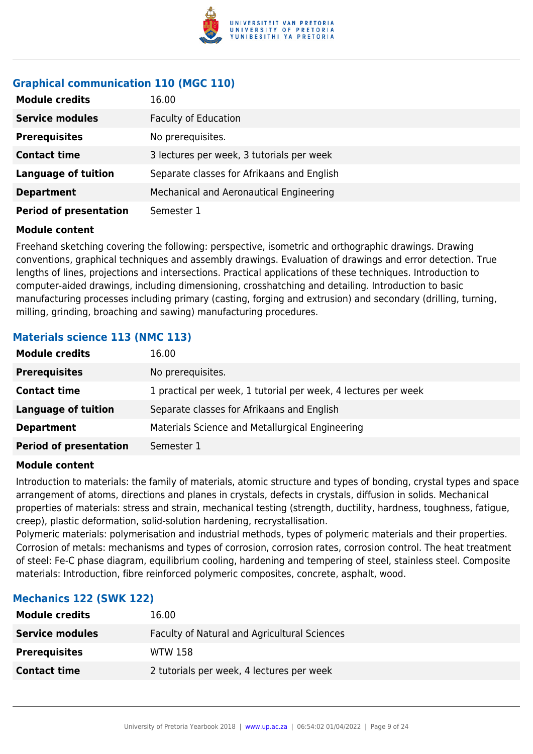### Graphical communication 110 (MGC 110)

| | |
|---|---|
| **Module credits** | 16.00 |
| **Service modules** | Faculty of Education |
| **Prerequisites** | No prerequisites. |
| **Contact time** | 3 lectures per week, 3 tutorials per week |
| **Language of tuition** | Separate classes for Afrikaans and English |
| **Department** | Mechanical and Aeronautical Engineering |
| **Period of presentation** | Semester 1 |

**Module content**

Freehand sketching covering the following: perspective, isometric and orthographic drawings. Drawing conventions, graphical techniques and assembly drawings. Evaluation of drawings and error detection. True lengths of lines, projections and intersections. Practical applications of these techniques. Introduction to computer-aided drawings, including dimensioning, crosshatching and detailing. Introduction to basic manufacturing processes including primary (casting, forging and extrusion) and secondary (drilling, turning, milling, grinding, broaching and sawing) manufacturing procedures.

### Materials science 113 (NMC 113)

| | |
|---|---|
| **Module credits** | 16.00 |
| **Prerequisites** | No prerequisites. |
| **Contact time** | 1 practical per week, 1 tutorial per week, 4 lectures per week |
| **Language of tuition** | Separate classes for Afrikaans and English |
| **Department** | Materials Science and Metallurgical Engineering |
| **Period of presentation** | Semester 1 |

**Module content**

Introduction to materials: the family of materials, atomic structure and types of bonding, crystal types and space arrangement of atoms, directions and planes in crystals, defects in crystals, diffusion in solids. Mechanical properties of materials: stress and strain, mechanical testing (strength, ductility, hardness, toughness, fatigue, creep), plastic deformation, solid-solution hardening, recrystallisation.
Polymeric materials: polymerisation and industrial methods, types of polymeric materials and their properties. Corrosion of metals: mechanisms and types of corrosion, corrosion rates, corrosion control. The heat treatment of steel: Fe-C phase diagram, equilibrium cooling, hardening and tempering of steel, stainless steel. Composite materials: Introduction, fibre reinforced polymeric composites, concrete, asphalt, wood.

### Mechanics 122 (SWK 122)

| | |
|---|---|
| **Module credits** | 16.00 |
| **Service modules** | Faculty of Natural and Agricultural Sciences |
| **Prerequisites** | WTW 158 |
| **Contact time** | 2 tutorials per week, 4 lectures per week |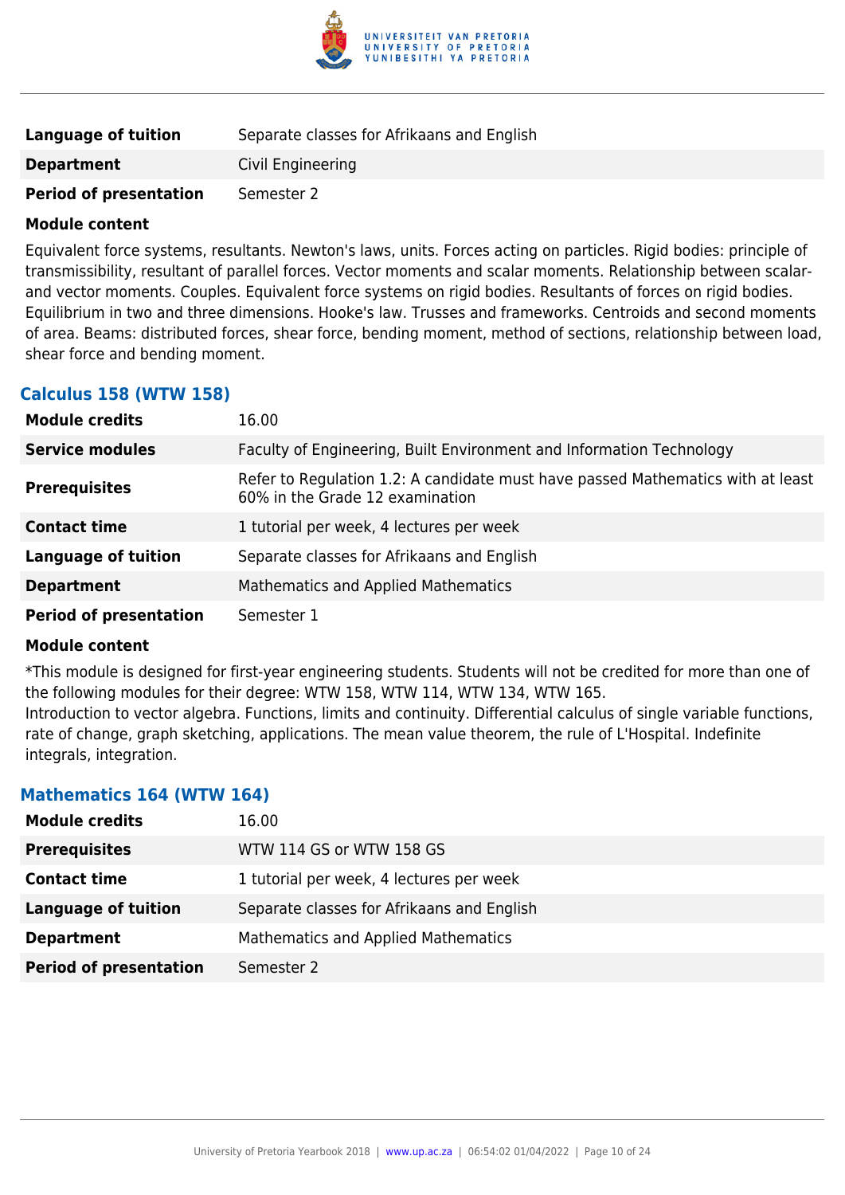| | |
|---|---|
| **Language of tuition** | Separate classes for Afrikaans and English |
| **Department** | Civil Engineering |
| **Period of presentation** | Semester 2 |

**Module content**

Equivalent force systems, resultants. Newton's laws, units. Forces acting on particles. Rigid bodies: principle of transmissibility, resultant of parallel forces. Vector moments and scalar moments. Relationship between scalar- and vector moments. Couples. Equivalent force systems on rigid bodies. Resultants of forces on rigid bodies. Equilibrium in two and three dimensions. Hooke's law. Trusses and frameworks. Centroids and second moments of area. Beams: distributed forces, shear force, bending moment, method of sections, relationship between load, shear force and bending moment.

### Calculus 158 (WTW 158)

| | |
|---|---|
| **Module credits** | 16.00 |
| **Service modules** | Faculty of Engineering, Built Environment and Information Technology |
| **Prerequisites** | Refer to Regulation 1.2: A candidate must have passed Mathematics with at least 60% in the Grade 12 examination |
| **Contact time** | 1 tutorial per week, 4 lectures per week |
| **Language of tuition** | Separate classes for Afrikaans and English |
| **Department** | Mathematics and Applied Mathematics |
| **Period of presentation** | Semester 1 |

**Module content**

*This module is designed for first-year engineering students. Students will not be credited for more than one of the following modules for their degree: WTW 158, WTW 114, WTW 134, WTW 165.
Introduction to vector algebra. Functions, limits and continuity. Differential calculus of single variable functions, rate of change, graph sketching, applications. The mean value theorem, the rule of L'Hospital. Indefinite integrals, integration.

### Mathematics 164 (WTW 164)

| | |
|---|---|
| **Module credits** | 16.00 |
| **Prerequisites** | WTW 114 GS or WTW 158 GS |
| **Contact time** | 1 tutorial per week, 4 lectures per week |
| **Language of tuition** | Separate classes for Afrikaans and English |
| **Department** | Mathematics and Applied Mathematics |
| **Period of presentation** | Semester 2 |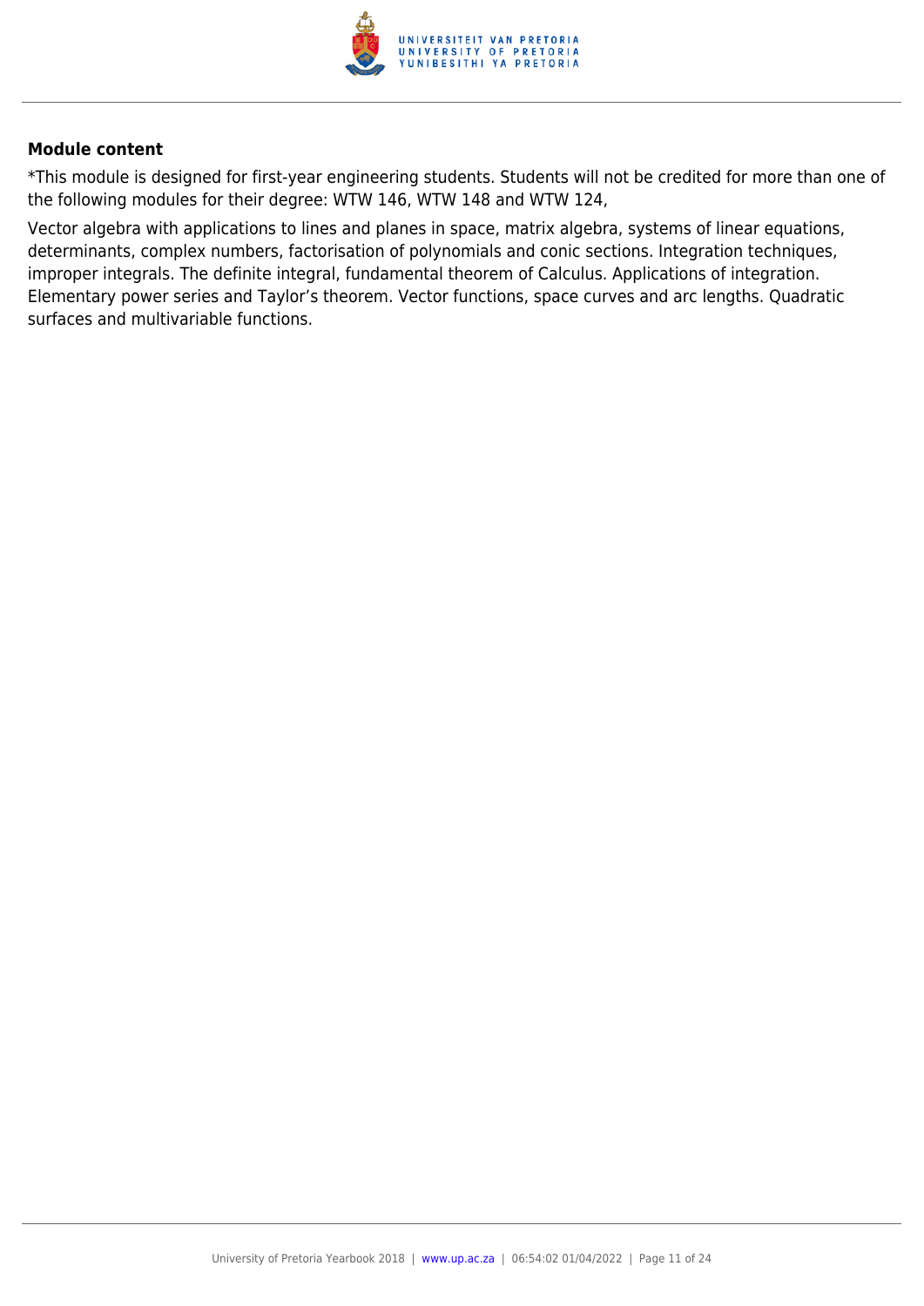**Module content**

*This module is designed for first-year engineering students. Students will not be credited for more than one of the following modules for their degree: WTW 146, WTW 148 and WTW 124,

Vector algebra with applications to lines and planes in space, matrix algebra, systems of linear equations, determinants, complex numbers, factorisation of polynomials and conic sections. Integration techniques, improper integrals. The definite integral, fundamental theorem of Calculus. Applications of integration. Elementary power series and Taylor's theorem. Vector functions, space curves and arc lengths. Quadratic surfaces and multivariable functions.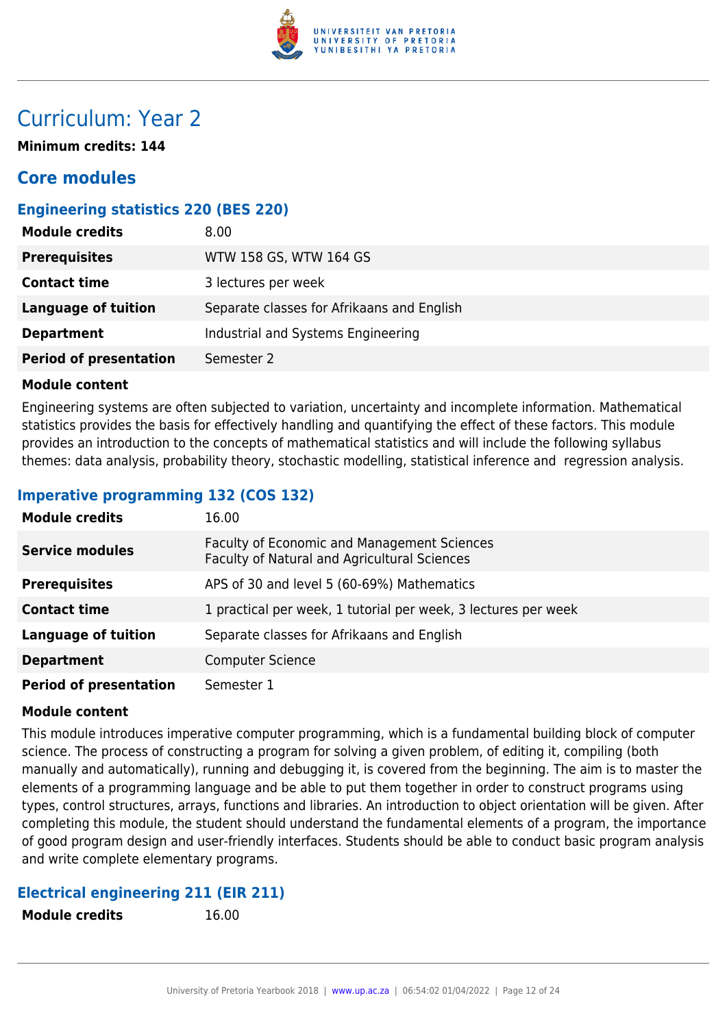# Curriculum: Year 2

**Minimum credits: 144**

## Core modules

### Engineering statistics 220 (BES 220)

| | |
|---|---|
| **Module credits** | 8.00 |
| **Prerequisites** | WTW 158 GS, WTW 164 GS |
| **Contact time** | 3 lectures per week |
| **Language of tuition** | Separate classes for Afrikaans and English |
| **Department** | Industrial and Systems Engineering |
| **Period of presentation** | Semester 2 |

**Module content**

Engineering systems are often subjected to variation, uncertainty and incomplete information. Mathematical statistics provides the basis for effectively handling and quantifying the effect of these factors. This module provides an introduction to the concepts of mathematical statistics and will include the following syllabus themes: data analysis, probability theory, stochastic modelling, statistical inference and regression analysis.

### Imperative programming 132 (COS 132)

| | |
|---|---|
| **Module credits** | 16.00 |
| **Service modules** | Faculty of Economic and Management Sciences<br>Faculty of Natural and Agricultural Sciences |
| **Prerequisites** | APS of 30 and level 5 (60-69%) Mathematics |
| **Contact time** | 1 practical per week, 1 tutorial per week, 3 lectures per week |
| **Language of tuition** | Separate classes for Afrikaans and English |
| **Department** | Computer Science |
| **Period of presentation** | Semester 1 |

**Module content**

This module introduces imperative computer programming, which is a fundamental building block of computer science. The process of constructing a program for solving a given problem, of editing it, compiling (both manually and automatically), running and debugging it, is covered from the beginning. The aim is to master the elements of a programming language and be able to put them together in order to construct programs using types, control structures, arrays, functions and libraries. An introduction to object orientation will be given. After completing this module, the student should understand the fundamental elements of a program, the importance of good program design and user-friendly interfaces. Students should be able to conduct basic program analysis and write complete elementary programs.

### Electrical engineering 211 (EIR 211)

| | |
|---|---|
| **Module credits** | 16.00 |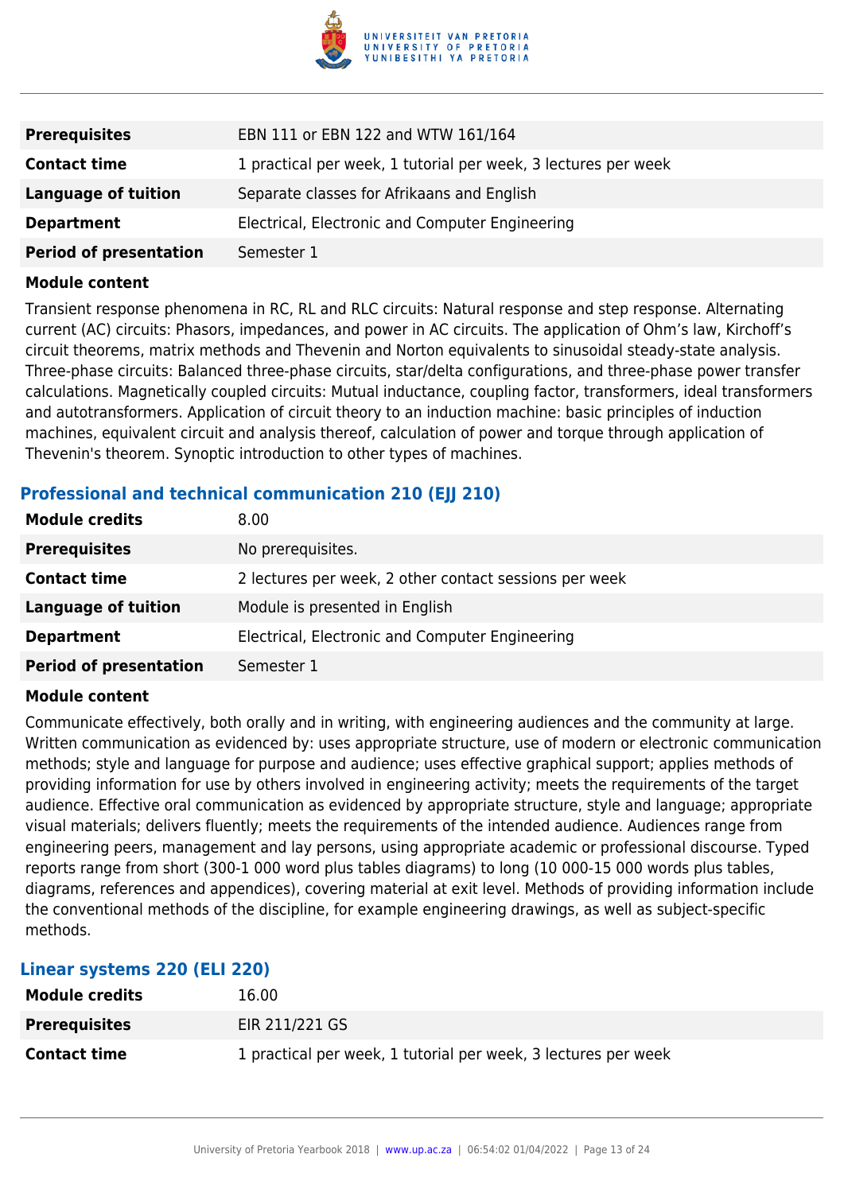| | |
|---|---|
| **Prerequisites** | EBN 111 or EBN 122 and WTW 161/164 |
| **Contact time** | 1 practical per week, 1 tutorial per week, 3 lectures per week |
| **Language of tuition** | Separate classes for Afrikaans and English |
| **Department** | Electrical, Electronic and Computer Engineering |
| **Period of presentation** | Semester 1 |

**Module content**

Transient response phenomena in RC, RL and RLC circuits: Natural response and step response. Alternating current (AC) circuits: Phasors, impedances, and power in AC circuits. The application of Ohm's law, Kirchoff's circuit theorems, matrix methods and Thevenin and Norton equivalents to sinusoidal steady-state analysis. Three-phase circuits: Balanced three-phase circuits, star/delta configurations, and three-phase power transfer calculations. Magnetically coupled circuits: Mutual inductance, coupling factor, transformers, ideal transformers and autotransformers. Application of circuit theory to an induction machine: basic principles of induction machines, equivalent circuit and analysis thereof, calculation of power and torque through application of Thevenin's theorem. Synoptic introduction to other types of machines.

### Professional and technical communication 210 (EJJ 210)

| | |
|---|---|
| **Module credits** | 8.00 |
| **Prerequisites** | No prerequisites. |
| **Contact time** | 2 lectures per week, 2 other contact sessions per week |
| **Language of tuition** | Module is presented in English |
| **Department** | Electrical, Electronic and Computer Engineering |
| **Period of presentation** | Semester 1 |

**Module content**

Communicate effectively, both orally and in writing, with engineering audiences and the community at large. Written communication as evidenced by: uses appropriate structure, use of modern or electronic communication methods; style and language for purpose and audience; uses effective graphical support; applies methods of providing information for use by others involved in engineering activity; meets the requirements of the target audience. Effective oral communication as evidenced by appropriate structure, style and language; appropriate visual materials; delivers fluently; meets the requirements of the intended audience. Audiences range from engineering peers, management and lay persons, using appropriate academic or professional discourse. Typed reports range from short (300-1 000 word plus tables diagrams) to long (10 000-15 000 words plus tables, diagrams, references and appendices), covering material at exit level. Methods of providing information include the conventional methods of the discipline, for example engineering drawings, as well as subject-specific methods.

### Linear systems 220 (ELI 220)

| | |
|---|---|
| **Module credits** | 16.00 |
| **Prerequisites** | EIR 211/221 GS |
| **Contact time** | 1 practical per week, 1 tutorial per week, 3 lectures per week |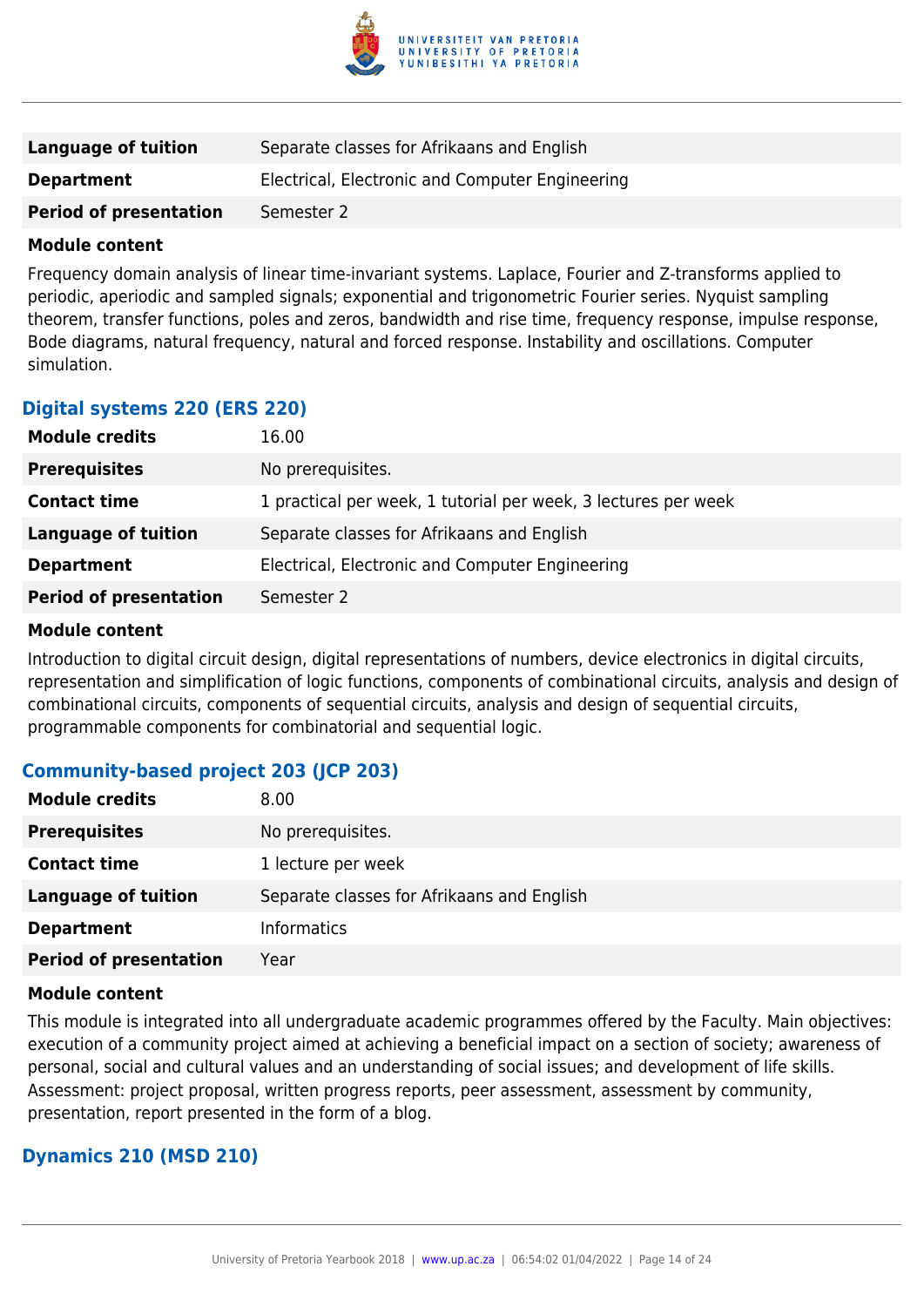| | |
|---|---|
| **Language of tuition** | Separate classes for Afrikaans and English |
| **Department** | Electrical, Electronic and Computer Engineering |
| **Period of presentation** | Semester 2 |

**Module content**

Frequency domain analysis of linear time-invariant systems. Laplace, Fourier and Z-transforms applied to periodic, aperiodic and sampled signals; exponential and trigonometric Fourier series. Nyquist sampling theorem, transfer functions, poles and zeros, bandwidth and rise time, frequency response, impulse response, Bode diagrams, natural frequency, natural and forced response. Instability and oscillations. Computer simulation.

### Digital systems 220 (ERS 220)

| | |
|---|---|
| **Module credits** | 16.00 |
| **Prerequisites** | No prerequisites. |
| **Contact time** | 1 practical per week, 1 tutorial per week, 3 lectures per week |
| **Language of tuition** | Separate classes for Afrikaans and English |
| **Department** | Electrical, Electronic and Computer Engineering |
| **Period of presentation** | Semester 2 |

**Module content**

Introduction to digital circuit design, digital representations of numbers, device electronics in digital circuits, representation and simplification of logic functions, components of combinational circuits, analysis and design of combinational circuits, components of sequential circuits, analysis and design of sequential circuits, programmable components for combinatorial and sequential logic.

### Community-based project 203 (JCP 203)

| | |
|---|---|
| **Module credits** | 8.00 |
| **Prerequisites** | No prerequisites. |
| **Contact time** | 1 lecture per week |
| **Language of tuition** | Separate classes for Afrikaans and English |
| **Department** | Informatics |
| **Period of presentation** | Year |

**Module content**

This module is integrated into all undergraduate academic programmes offered by the Faculty. Main objectives: execution of a community project aimed at achieving a beneficial impact on a section of society; awareness of personal, social and cultural values and an understanding of social issues; and development of life skills. Assessment: project proposal, written progress reports, peer assessment, assessment by community, presentation, report presented in the form of a blog.

### Dynamics 210 (MSD 210)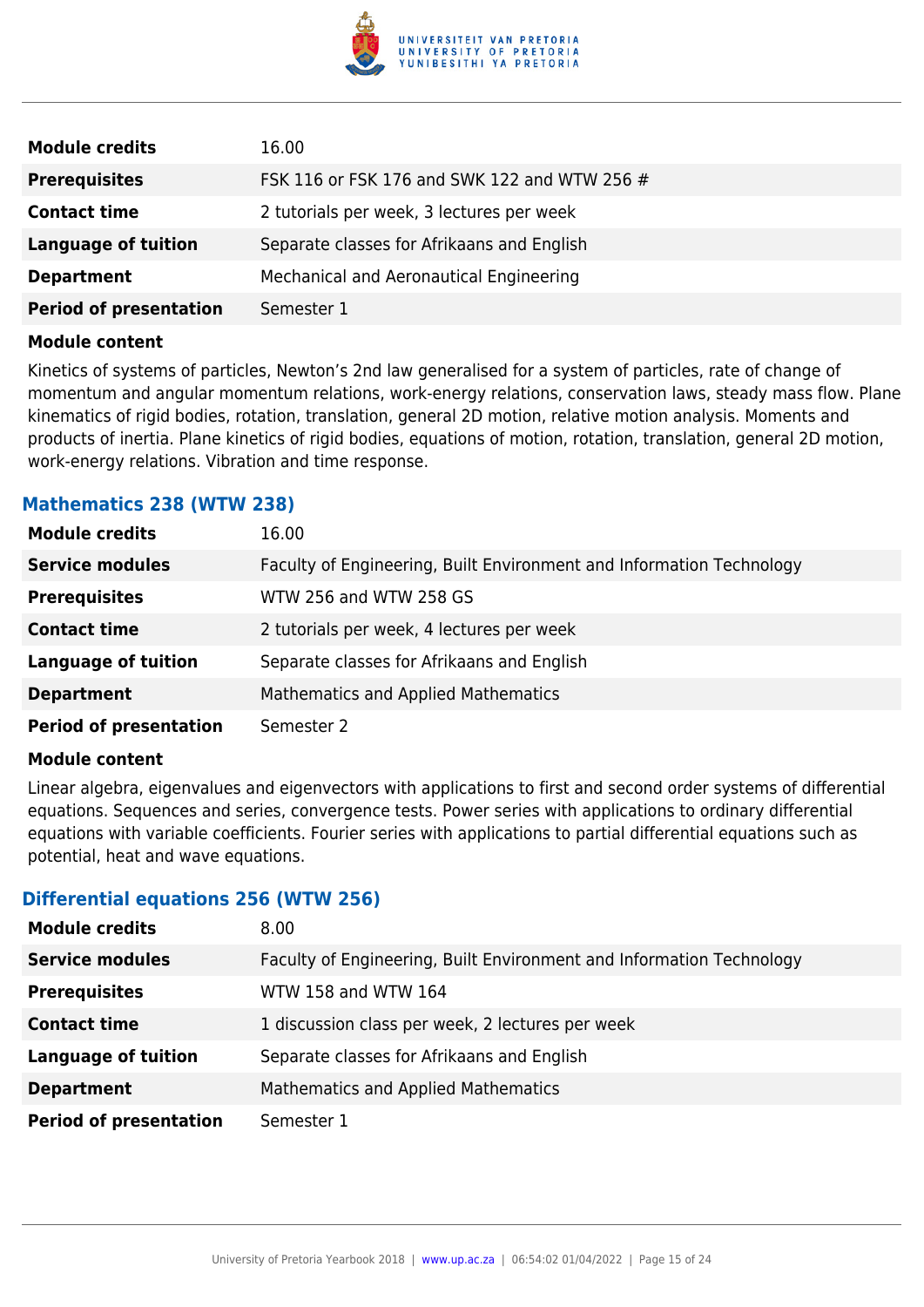| Module credits | 16.00 |
| --- | --- |
| Prerequisites | FSK 116 or FSK 176 and SWK 122 and WTW 256 # |
| Contact time | 2 tutorials per week, 3 lectures per week |
| Language of tuition | Separate classes for Afrikaans and English |
| Department | Mechanical and Aeronautical Engineering |
| Period of presentation | Semester 1 |

**Module content**

Kinetics of systems of particles, Newton's 2nd law generalised for a system of particles, rate of change of momentum and angular momentum relations, work-energy relations, conservation laws, steady mass flow. Plane kinematics of rigid bodies, rotation, translation, general 2D motion, relative motion analysis. Moments and products of inertia. Plane kinetics of rigid bodies, equations of motion, rotation, translation, general 2D motion, work-energy relations. Vibration and time response.

### Mathematics 238 (WTW 238)

| Module credits | 16.00 |
| --- | --- |
| Service modules | Faculty of Engineering, Built Environment and Information Technology |
| Prerequisites | WTW 256 and WTW 258 GS |
| Contact time | 2 tutorials per week, 4 lectures per week |
| Language of tuition | Separate classes for Afrikaans and English |
| Department | Mathematics and Applied Mathematics |
| Period of presentation | Semester 2 |

**Module content**

Linear algebra, eigenvalues and eigenvectors with applications to first and second order systems of differential equations. Sequences and series, convergence tests. Power series with applications to ordinary differential equations with variable coefficients. Fourier series with applications to partial differential equations such as potential, heat and wave equations.

### Differential equations 256 (WTW 256)

| Module credits | 8.00 |
| --- | --- |
| Service modules | Faculty of Engineering, Built Environment and Information Technology |
| Prerequisites | WTW 158 and WTW 164 |
| Contact time | 1 discussion class per week, 2 lectures per week |
| Language of tuition | Separate classes for Afrikaans and English |
| Department | Mathematics and Applied Mathematics |
| Period of presentation | Semester 1 |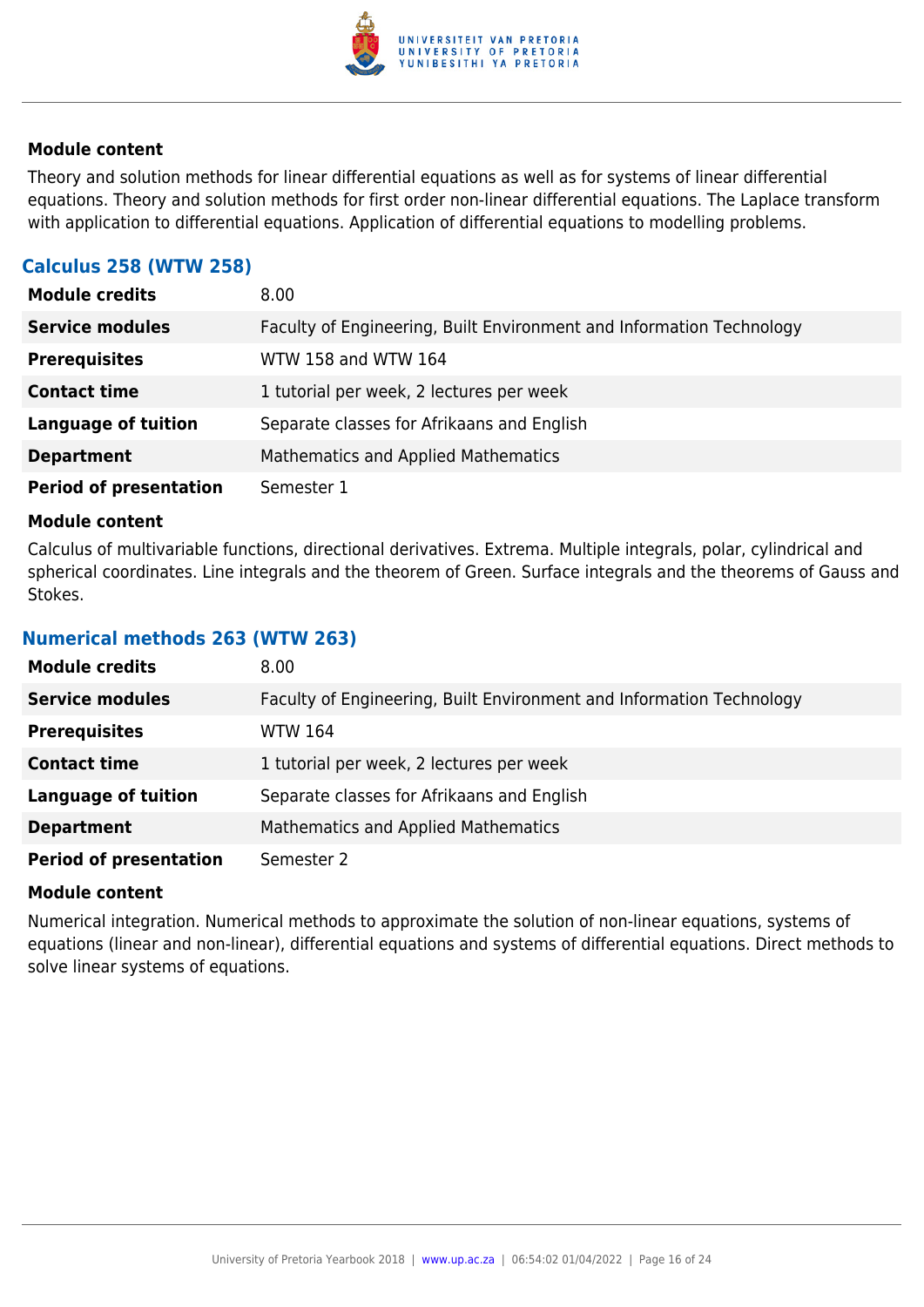#### Module content

Theory and solution methods for linear differential equations as well as for systems of linear differential equations. Theory and solution methods for first order non-linear differential equations. The Laplace transform with application to differential equations. Application of differential equations to modelling problems.

### Calculus 258 (WTW 258)

| | |
|---|---|
| **Module credits** | 8.00 |
| **Service modules** | Faculty of Engineering, Built Environment and Information Technology |
| **Prerequisites** | WTW 158 and WTW 164 |
| **Contact time** | 1 tutorial per week, 2 lectures per week |
| **Language of tuition** | Separate classes for Afrikaans and English |
| **Department** | Mathematics and Applied Mathematics |
| **Period of presentation** | Semester 1 |

#### Module content

Calculus of multivariable functions, directional derivatives. Extrema. Multiple integrals, polar, cylindrical and spherical coordinates. Line integrals and the theorem of Green. Surface integrals and the theorems of Gauss and Stokes.

### Numerical methods 263 (WTW 263)

| | |
|---|---|
| **Module credits** | 8.00 |
| **Service modules** | Faculty of Engineering, Built Environment and Information Technology |
| **Prerequisites** | WTW 164 |
| **Contact time** | 1 tutorial per week, 2 lectures per week |
| **Language of tuition** | Separate classes for Afrikaans and English |
| **Department** | Mathematics and Applied Mathematics |
| **Period of presentation** | Semester 2 |

#### Module content

Numerical integration. Numerical methods to approximate the solution of non-linear equations, systems of equations (linear and non-linear), differential equations and systems of differential equations. Direct methods to solve linear systems of equations.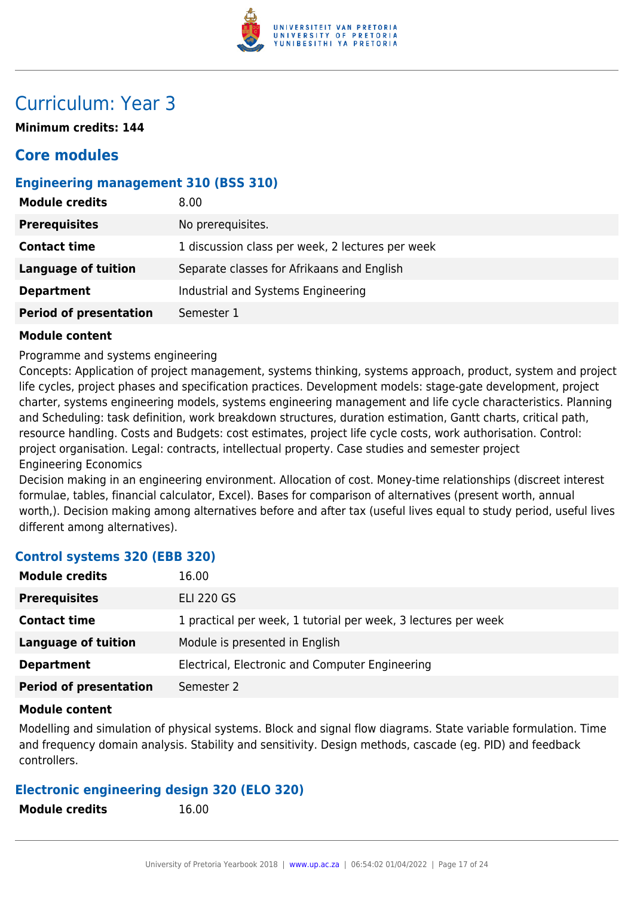# Curriculum: Year 3

**Minimum credits: 144**

## Core modules

### Engineering management 310 (BSS 310)

| | |
|---|---|
| **Module credits** | 8.00 |
| **Prerequisites** | No prerequisites. |
| **Contact time** | 1 discussion class per week, 2 lectures per week |
| **Language of tuition** | Separate classes for Afrikaans and English |
| **Department** | Industrial and Systems Engineering |
| **Period of presentation** | Semester 1 |

**Module content**

Programme and systems engineering
Concepts: Application of project management, systems thinking, systems approach, product, system and project life cycles, project phases and specification practices. Development models: stage-gate development, project charter, systems engineering models, systems engineering management and life cycle characteristics. Planning and Scheduling: task definition, work breakdown structures, duration estimation, Gantt charts, critical path, resource handling. Costs and Budgets: cost estimates, project life cycle costs, work authorisation. Control: project organisation. Legal: contracts, intellectual property. Case studies and semester project
Engineering Economics
Decision making in an engineering environment. Allocation of cost. Money-time relationships (discreet interest formulae, tables, financial calculator, Excel). Bases for comparison of alternatives (present worth, annual worth,). Decision making among alternatives before and after tax (useful lives equal to study period, useful lives different among alternatives).

### Control systems 320 (EBB 320)

| | |
|---|---|
| **Module credits** | 16.00 |
| **Prerequisites** | ELI 220 GS |
| **Contact time** | 1 practical per week, 1 tutorial per week, 3 lectures per week |
| **Language of tuition** | Module is presented in English |
| **Department** | Electrical, Electronic and Computer Engineering |
| **Period of presentation** | Semester 2 |

**Module content**

Modelling and simulation of physical systems. Block and signal flow diagrams. State variable formulation. Time and frequency domain analysis. Stability and sensitivity. Design methods, cascade (eg. PID) and feedback controllers.

### Electronic engineering design 320 (ELO 320)

| | |
|---|---|
| **Module credits** | 16.00 |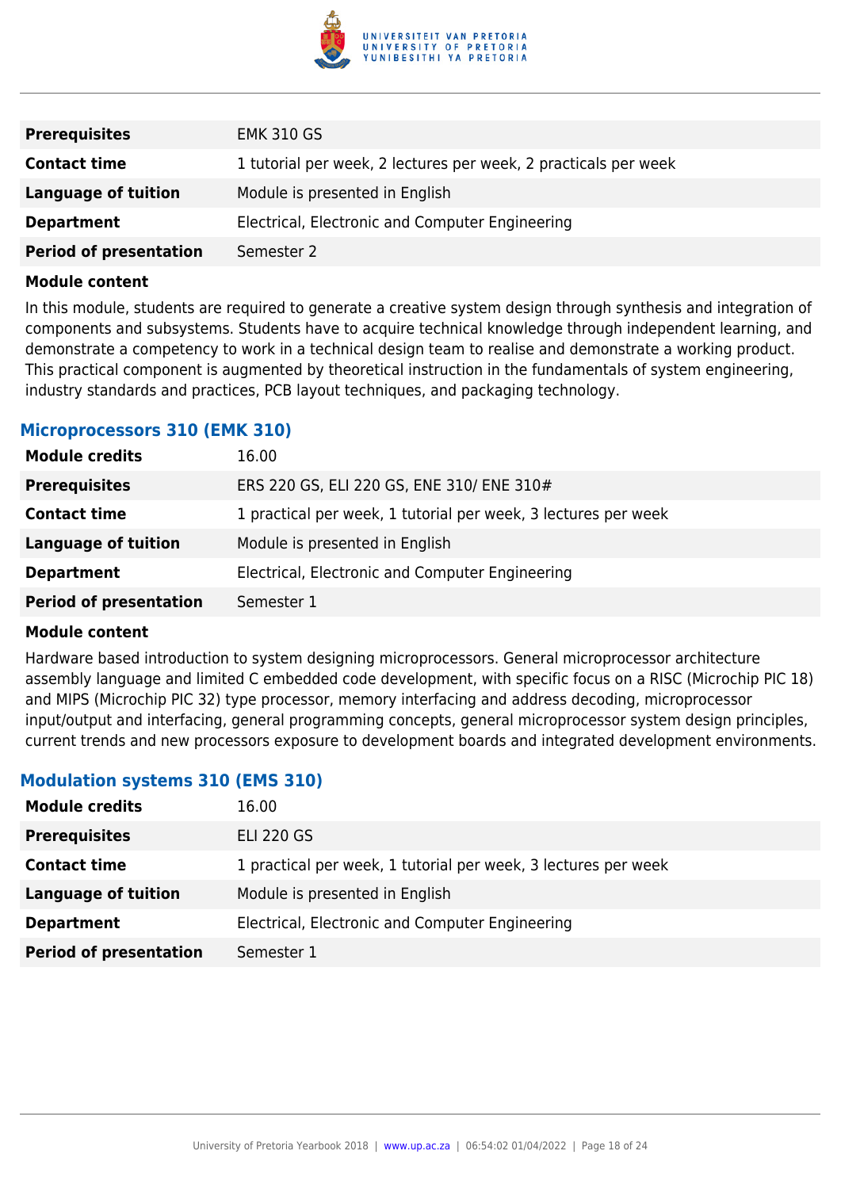| | |
|---|---|
| **Prerequisites** | EMK 310 GS |
| **Contact time** | 1 tutorial per week, 2 lectures per week, 2 practicals per week |
| **Language of tuition** | Module is presented in English |
| **Department** | Electrical, Electronic and Computer Engineering |
| **Period of presentation** | Semester 2 |

**Module content**

In this module, students are required to generate a creative system design through synthesis and integration of components and subsystems. Students have to acquire technical knowledge through independent learning, and demonstrate a competency to work in a technical design team to realise and demonstrate a working product. This practical component is augmented by theoretical instruction in the fundamentals of system engineering, industry standards and practices, PCB layout techniques, and packaging technology.

### Microprocessors 310 (EMK 310)

| | |
|---|---|
| **Module credits** | 16.00 |
| **Prerequisites** | ERS 220 GS, ELI 220 GS, ENE 310/ ENE 310# |
| **Contact time** | 1 practical per week, 1 tutorial per week, 3 lectures per week |
| **Language of tuition** | Module is presented in English |
| **Department** | Electrical, Electronic and Computer Engineering |
| **Period of presentation** | Semester 1 |

**Module content**

Hardware based introduction to system designing microprocessors. General microprocessor architecture assembly language and limited C embedded code development, with specific focus on a RISC (Microchip PIC 18) and MIPS (Microchip PIC 32) type processor, memory interfacing and address decoding, microprocessor input/output and interfacing, general programming concepts, general microprocessor system design principles, current trends and new processors exposure to development boards and integrated development environments.

### Modulation systems 310 (EMS 310)

| | |
|---|---|
| **Module credits** | 16.00 |
| **Prerequisites** | ELI 220 GS |
| **Contact time** | 1 practical per week, 1 tutorial per week, 3 lectures per week |
| **Language of tuition** | Module is presented in English |
| **Department** | Electrical, Electronic and Computer Engineering |
| **Period of presentation** | Semester 1 |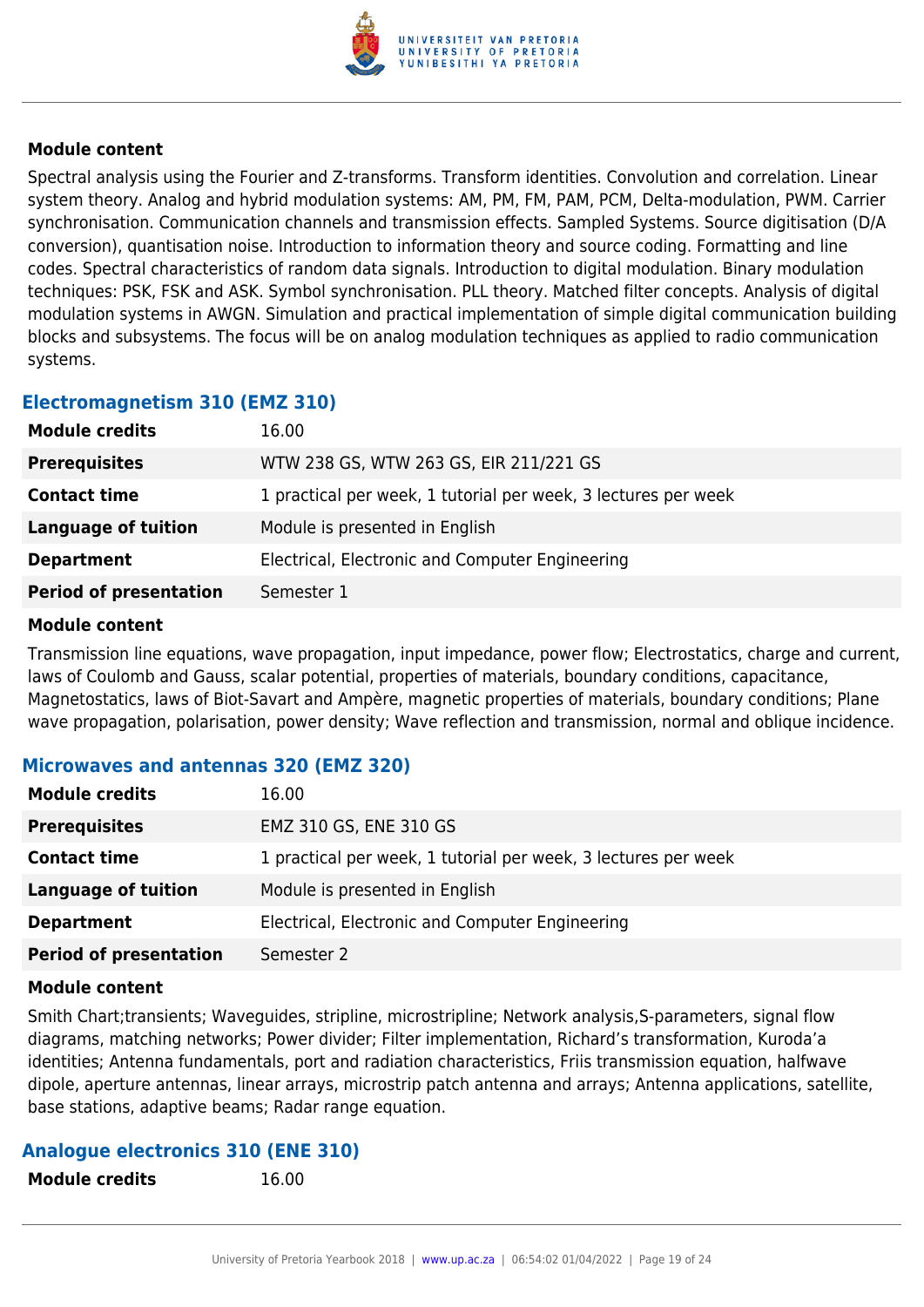#### Module content

Spectral analysis using the Fourier and Z-transforms. Transform identities. Convolution and correlation. Linear system theory. Analog and hybrid modulation systems: AM, PM, FM, PAM, PCM, Delta-modulation, PWM. Carrier synchronisation. Communication channels and transmission effects. Sampled Systems. Source digitisation (D/A conversion), quantisation noise. Introduction to information theory and source coding. Formatting and line codes. Spectral characteristics of random data signals. Introduction to digital modulation. Binary modulation techniques: PSK, FSK and ASK. Symbol synchronisation. PLL theory. Matched filter concepts. Analysis of digital modulation systems in AWGN. Simulation and practical implementation of simple digital communication building blocks and subsystems. The focus will be on analog modulation techniques as applied to radio communication systems.

### Electromagnetism 310 (EMZ 310)

| | |
|---|---|
| **Module credits** | 16.00 |
| **Prerequisites** | WTW 238 GS, WTW 263 GS, EIR 211/221 GS |
| **Contact time** | 1 practical per week, 1 tutorial per week, 3 lectures per week |
| **Language of tuition** | Module is presented in English |
| **Department** | Electrical, Electronic and Computer Engineering |
| **Period of presentation** | Semester 1 |

#### Module content

Transmission line equations, wave propagation, input impedance, power flow; Electrostatics, charge and current, laws of Coulomb and Gauss, scalar potential, properties of materials, boundary conditions, capacitance, Magnetostatics, laws of Biot-Savart and Ampère, magnetic properties of materials, boundary conditions; Plane wave propagation, polarisation, power density; Wave reflection and transmission, normal and oblique incidence.

### Microwaves and antennas 320 (EMZ 320)

| | |
|---|---|
| **Module credits** | 16.00 |
| **Prerequisites** | EMZ 310 GS, ENE 310 GS |
| **Contact time** | 1 practical per week, 1 tutorial per week, 3 lectures per week |
| **Language of tuition** | Module is presented in English |
| **Department** | Electrical, Electronic and Computer Engineering |
| **Period of presentation** | Semester 2 |

#### Module content

Smith Chart;transients; Waveguides, stripline, microstripline; Network analysis,S-parameters, signal flow diagrams, matching networks; Power divider; Filter implementation, Richard's transformation, Kuroda'a identities; Antenna fundamentals, port and radiation characteristics, Friis transmission equation, halfwave dipole, aperture antennas, linear arrays, microstrip patch antenna and arrays; Antenna applications, satellite, base stations, adaptive beams; Radar range equation.

### Analogue electronics 310 (ENE 310)

| | |
|---|---|
| **Module credits** | 16.00 |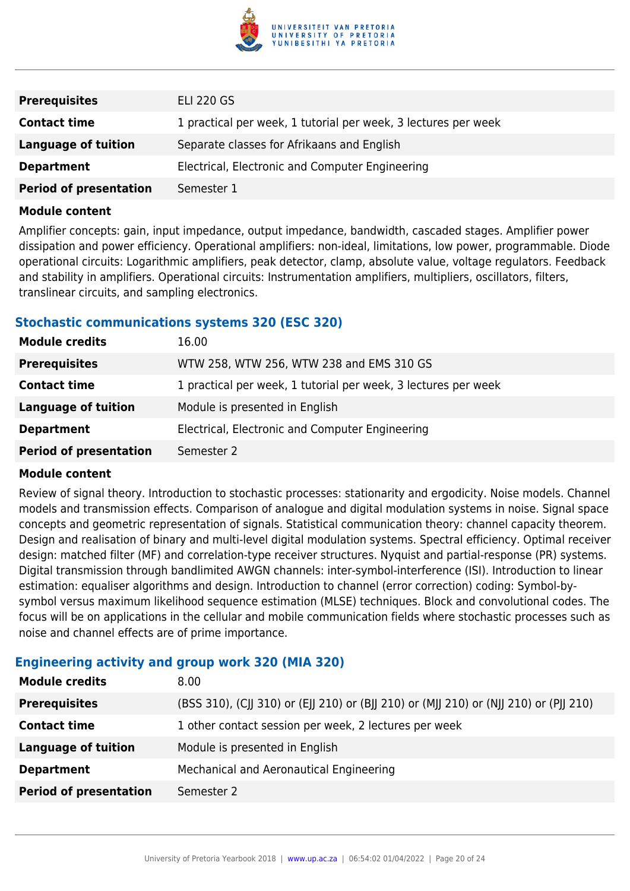| | |
|---|---|
| **Prerequisites** | ELI 220 GS |
| **Contact time** | 1 practical per week, 1 tutorial per week, 3 lectures per week |
| **Language of tuition** | Separate classes for Afrikaans and English |
| **Department** | Electrical, Electronic and Computer Engineering |
| **Period of presentation** | Semester 1 |

**Module content**

Amplifier concepts: gain, input impedance, output impedance, bandwidth, cascaded stages. Amplifier power dissipation and power efficiency. Operational amplifiers: non-ideal, limitations, low power, programmable. Diode operational circuits: Logarithmic amplifiers, peak detector, clamp, absolute value, voltage regulators. Feedback and stability in amplifiers. Operational circuits: Instrumentation amplifiers, multipliers, oscillators, filters, translinear circuits, and sampling electronics.

### Stochastic communications systems 320 (ESC 320)

| | |
|---|---|
| **Module credits** | 16.00 |
| **Prerequisites** | WTW 258, WTW 256, WTW 238 and EMS 310 GS |
| **Contact time** | 1 practical per week, 1 tutorial per week, 3 lectures per week |
| **Language of tuition** | Module is presented in English |
| **Department** | Electrical, Electronic and Computer Engineering |
| **Period of presentation** | Semester 2 |

**Module content**

Review of signal theory. Introduction to stochastic processes: stationarity and ergodicity. Noise models. Channel models and transmission effects. Comparison of analogue and digital modulation systems in noise. Signal space concepts and geometric representation of signals. Statistical communication theory: channel capacity theorem. Design and realisation of binary and multi-level digital modulation systems. Spectral efficiency. Optimal receiver design: matched filter (MF) and correlation-type receiver structures. Nyquist and partial-response (PR) systems. Digital transmission through bandlimited AWGN channels: inter-symbol-interference (ISI). Introduction to linear estimation: equaliser algorithms and design. Introduction to channel (error correction) coding: Symbol-by-symbol versus maximum likelihood sequence estimation (MLSE) techniques. Block and convolutional codes. The focus will be on applications in the cellular and mobile communication fields where stochastic processes such as noise and channel effects are of prime importance.

### Engineering activity and group work 320 (MIA 320)

| | |
|---|---|
| **Module credits** | 8.00 |
| **Prerequisites** | (BSS 310), (CJJ 310) or (EJJ 210) or (BJJ 210) or (MJJ 210) or (NJJ 210) or (PJJ 210) |
| **Contact time** | 1 other contact session per week, 2 lectures per week |
| **Language of tuition** | Module is presented in English |
| **Department** | Mechanical and Aeronautical Engineering |
| **Period of presentation** | Semester 2 |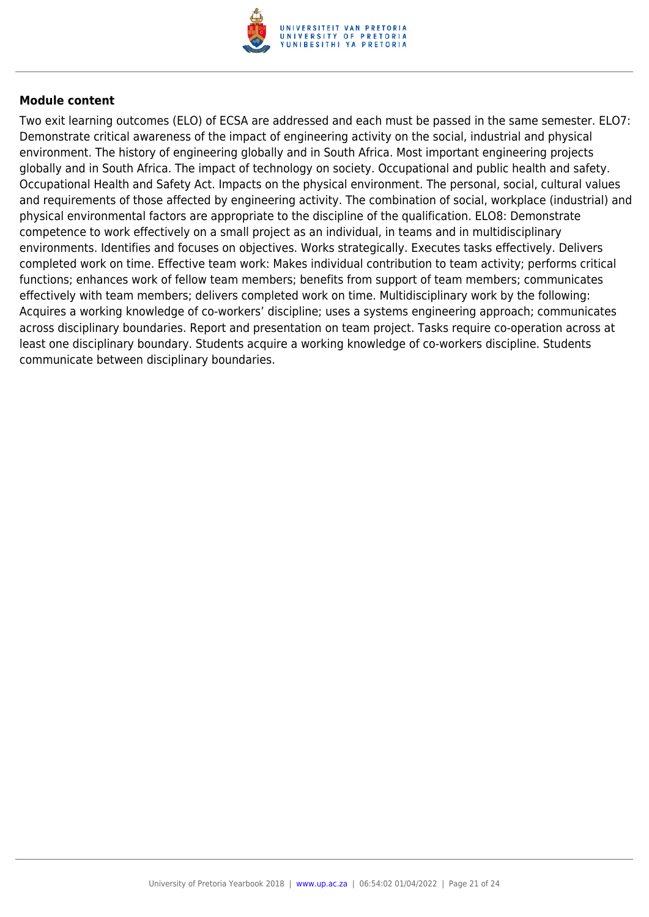**Module content**

Two exit learning outcomes (ELO) of ECSA are addressed and each must be passed in the same semester. ELO7: Demonstrate critical awareness of the impact of engineering activity on the social, industrial and physical environment. The history of engineering globally and in South Africa. Most important engineering projects globally and in South Africa. The impact of technology on society. Occupational and public health and safety. Occupational Health and Safety Act. Impacts on the physical environment. The personal, social, cultural values and requirements of those affected by engineering activity. The combination of social, workplace (industrial) and physical environmental factors are appropriate to the discipline of the qualification. ELO8: Demonstrate competence to work effectively on a small project as an individual, in teams and in multidisciplinary environments. Identifies and focuses on objectives. Works strategically. Executes tasks effectively. Delivers completed work on time. Effective team work: Makes individual contribution to team activity; performs critical functions; enhances work of fellow team members; benefits from support of team members; communicates effectively with team members; delivers completed work on time. Multidisciplinary work by the following: Acquires a working knowledge of co-workers' discipline; uses a systems engineering approach; communicates across disciplinary boundaries. Report and presentation on team project. Tasks require co-operation across at least one disciplinary boundary. Students acquire a working knowledge of co-workers discipline. Students communicate between disciplinary boundaries.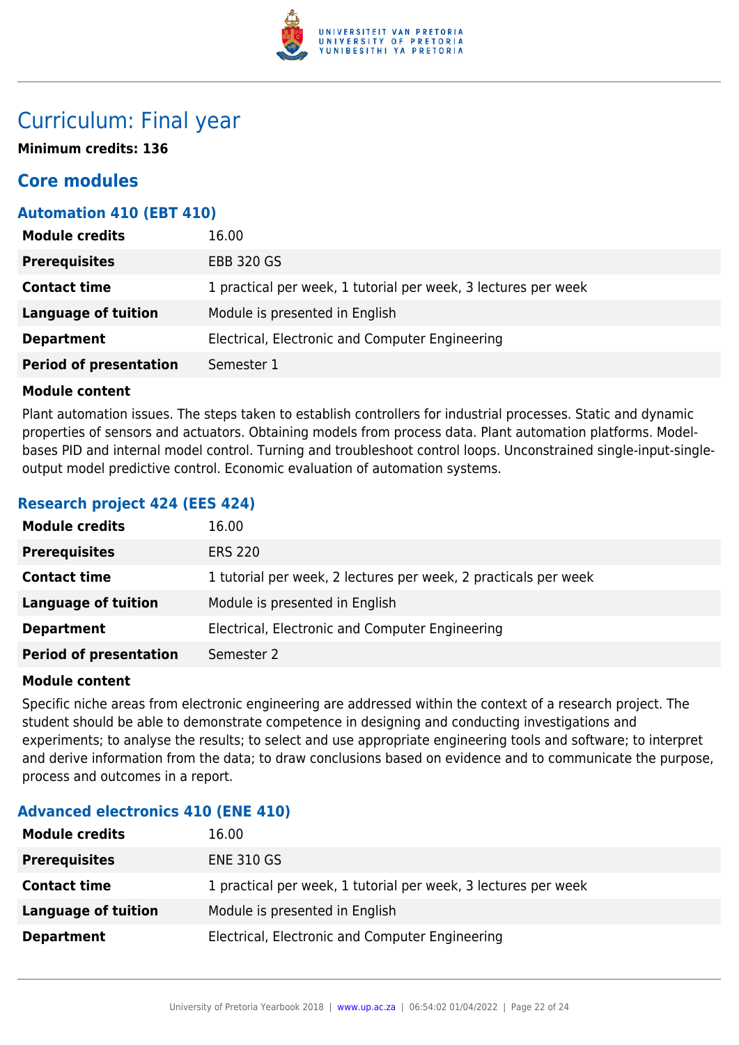# Curriculum: Final year

**Minimum credits: 136**

## Core modules

### Automation 410 (EBT 410)

| | |
|---|---|
| **Module credits** | 16.00 |
| **Prerequisites** | EBB 320 GS |
| **Contact time** | 1 practical per week, 1 tutorial per week, 3 lectures per week |
| **Language of tuition** | Module is presented in English |
| **Department** | Electrical, Electronic and Computer Engineering |
| **Period of presentation** | Semester 1 |

**Module content**

Plant automation issues. The steps taken to establish controllers for industrial processes. Static and dynamic properties of sensors and actuators. Obtaining models from process data. Plant automation platforms. Model-bases PID and internal model control. Turning and troubleshoot control loops. Unconstrained single-input-single-output model predictive control. Economic evaluation of automation systems.

### Research project 424 (EES 424)

| | |
|---|---|
| **Module credits** | 16.00 |
| **Prerequisites** | ERS 220 |
| **Contact time** | 1 tutorial per week, 2 lectures per week, 2 practicals per week |
| **Language of tuition** | Module is presented in English |
| **Department** | Electrical, Electronic and Computer Engineering |
| **Period of presentation** | Semester 2 |

**Module content**

Specific niche areas from electronic engineering are addressed within the context of a research project. The student should be able to demonstrate competence in designing and conducting investigations and experiments; to analyse the results; to select and use appropriate engineering tools and software; to interpret and derive information from the data; to draw conclusions based on evidence and to communicate the purpose, process and outcomes in a report.

### Advanced electronics 410 (ENE 410)

| | |
|---|---|
| **Module credits** | 16.00 |
| **Prerequisites** | ENE 310 GS |
| **Contact time** | 1 practical per week, 1 tutorial per week, 3 lectures per week |
| **Language of tuition** | Module is presented in English |
| **Department** | Electrical, Electronic and Computer Engineering |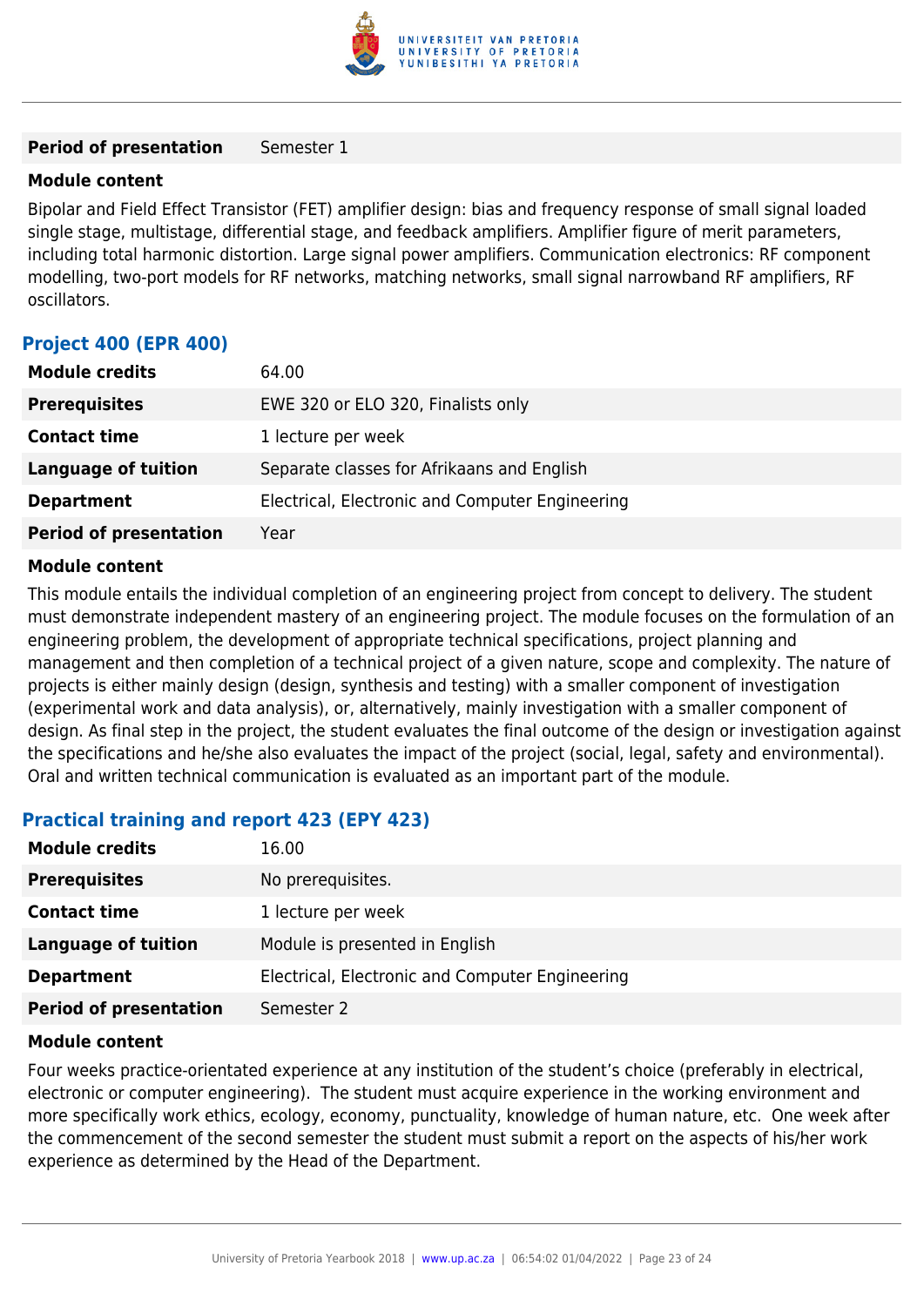| | |
|---|---|
| **Period of presentation** | Semester 1 |

**Module content**

Bipolar and Field Effect Transistor (FET) amplifier design: bias and frequency response of small signal loaded single stage, multistage, differential stage, and feedback amplifiers. Amplifier figure of merit parameters, including total harmonic distortion. Large signal power amplifiers. Communication electronics: RF component modelling, two-port models for RF networks, matching networks, small signal narrowband RF amplifiers, RF oscillators.

### Project 400 (EPR 400)

| | |
|---|---|
| **Module credits** | 64.00 |
| **Prerequisites** | EWE 320 or ELO 320, Finalists only |
| **Contact time** | 1 lecture per week |
| **Language of tuition** | Separate classes for Afrikaans and English |
| **Department** | Electrical, Electronic and Computer Engineering |
| **Period of presentation** | Year |

**Module content**

This module entails the individual completion of an engineering project from concept to delivery. The student must demonstrate independent mastery of an engineering project. The module focuses on the formulation of an engineering problem, the development of appropriate technical specifications, project planning and management and then completion of a technical project of a given nature, scope and complexity. The nature of projects is either mainly design (design, synthesis and testing) with a smaller component of investigation (experimental work and data analysis), or, alternatively, mainly investigation with a smaller component of design. As final step in the project, the student evaluates the final outcome of the design or investigation against the specifications and he/she also evaluates the impact of the project (social, legal, safety and environmental). Oral and written technical communication is evaluated as an important part of the module.

### Practical training and report 423 (EPY 423)

| | |
|---|---|
| **Module credits** | 16.00 |
| **Prerequisites** | No prerequisites. |
| **Contact time** | 1 lecture per week |
| **Language of tuition** | Module is presented in English |
| **Department** | Electrical, Electronic and Computer Engineering |
| **Period of presentation** | Semester 2 |

**Module content**

Four weeks practice-orientated experience at any institution of the student's choice (preferably in electrical, electronic or computer engineering). The student must acquire experience in the working environment and more specifically work ethics, ecology, economy, punctuality, knowledge of human nature, etc. One week after the commencement of the second semester the student must submit a report on the aspects of his/her work experience as determined by the Head of the Department.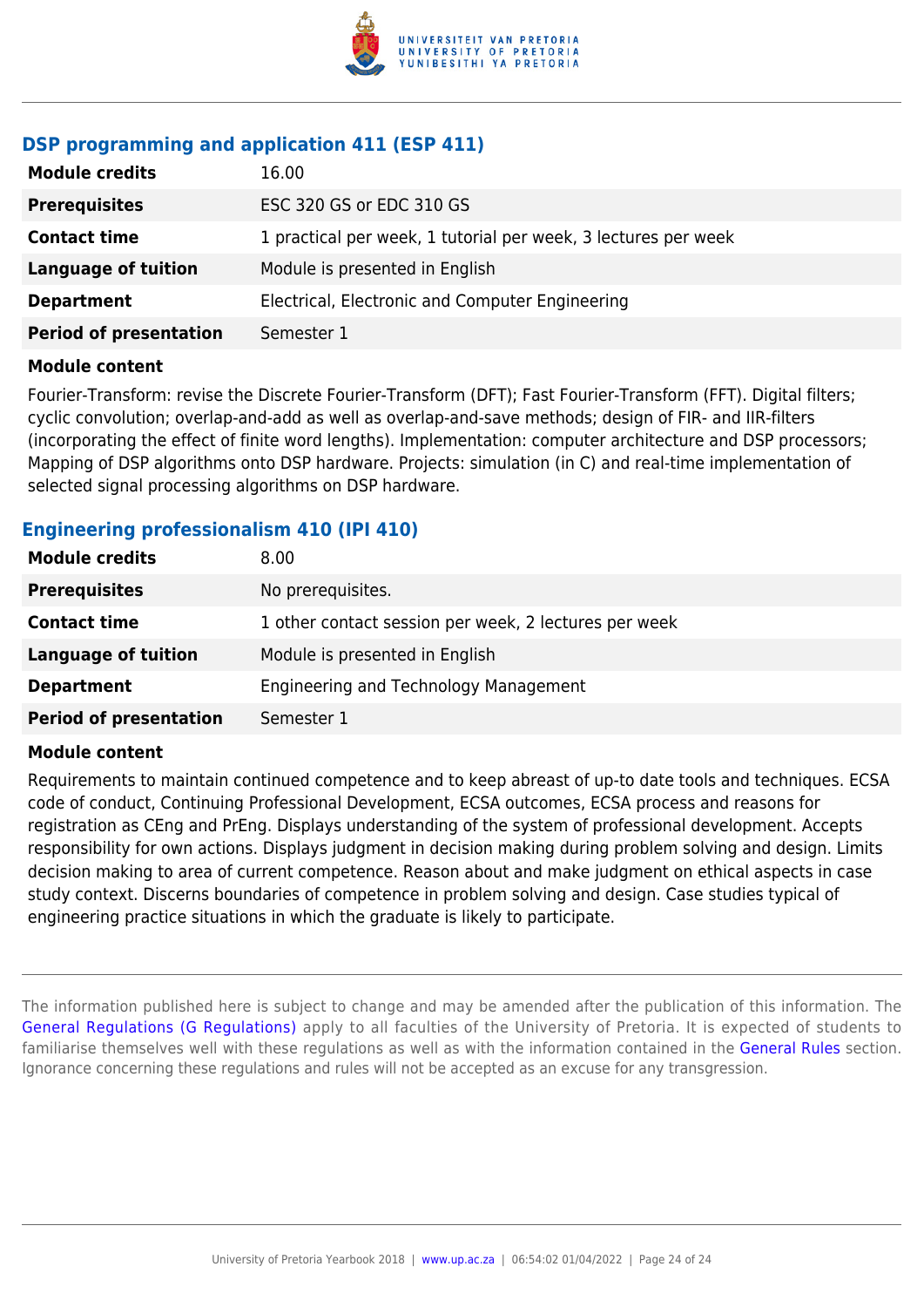### DSP programming and application 411 (ESP 411)

| | |
|---|---|
| **Module credits** | 16.00 |
| **Prerequisites** | ESC 320 GS or EDC 310 GS |
| **Contact time** | 1 practical per week, 1 tutorial per week, 3 lectures per week |
| **Language of tuition** | Module is presented in English |
| **Department** | Electrical, Electronic and Computer Engineering |
| **Period of presentation** | Semester 1 |

**Module content**

Fourier-Transform: revise the Discrete Fourier-Transform (DFT); Fast Fourier-Transform (FFT). Digital filters; cyclic convolution; overlap-and-add as well as overlap-and-save methods; design of FIR- and IIR-filters (incorporating the effect of finite word lengths). Implementation: computer architecture and DSP processors; Mapping of DSP algorithms onto DSP hardware. Projects: simulation (in C) and real-time implementation of selected signal processing algorithms on DSP hardware.

### Engineering professionalism 410 (IPI 410)

| | |
|---|---|
| **Module credits** | 8.00 |
| **Prerequisites** | No prerequisites. |
| **Contact time** | 1 other contact session per week, 2 lectures per week |
| **Language of tuition** | Module is presented in English |
| **Department** | Engineering and Technology Management |
| **Period of presentation** | Semester 1 |

**Module content**

Requirements to maintain continued competence and to keep abreast of up-to date tools and techniques. ECSA code of conduct, Continuing Professional Development, ECSA outcomes, ECSA process and reasons for registration as CEng and PrEng. Displays understanding of the system of professional development. Accepts responsibility for own actions. Displays judgment in decision making during problem solving and design. Limits decision making to area of current competence. Reason about and make judgment on ethical aspects in case study context. Discerns boundaries of competence in problem solving and design. Case studies typical of engineering practice situations in which the graduate is likely to participate.

The information published here is subject to change and may be amended after the publication of this information. The General Regulations (G Regulations) apply to all faculties of the University of Pretoria. It is expected of students to familiarise themselves well with these regulations as well as with the information contained in the General Rules section. Ignorance concerning these regulations and rules will not be accepted as an excuse for any transgression.